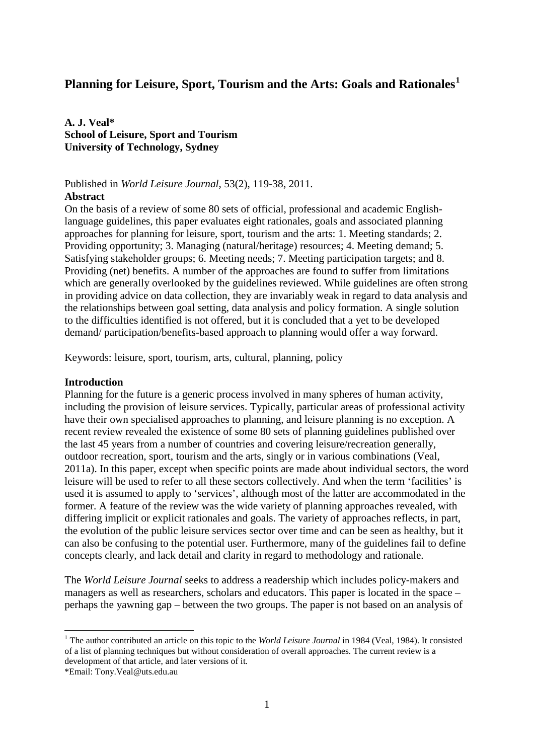# Planning for Leisure, Sport, Tourism and the Arts: Goals and Rationales[1]

**A. J. Veal***
**School of Leisure, Sport and Tourism**
**University of Technology, Sydney**

Published in *World Leisure Journal*, 53(2), 119-38, 2011.

**Abstract**

On the basis of a review of some 80 sets of official, professional and academic English-language guidelines, this paper evaluates eight rationales, goals and associated planning approaches for planning for leisure, sport, tourism and the arts: 1. Meeting standards; 2. Providing opportunity; 3. Managing (natural/heritage) resources; 4. Meeting demand; 5. Satisfying stakeholder groups; 6. Meeting needs; 7. Meeting participation targets; and 8. Providing (net) benefits. A number of the approaches are found to suffer from limitations which are generally overlooked by the guidelines reviewed. While guidelines are often strong in providing advice on data collection, they are invariably weak in regard to data analysis and the relationships between goal setting, data analysis and policy formation. A single solution to the difficulties identified is not offered, but it is concluded that a yet to be developed demand/ participation/benefits-based approach to planning would offer a way forward.

Keywords: leisure, sport, tourism, arts, cultural, planning, policy

**Introduction**

Planning for the future is a generic process involved in many spheres of human activity, including the provision of leisure services. Typically, particular areas of professional activity have their own specialised approaches to planning, and leisure planning is no exception. A recent review revealed the existence of some 80 sets of planning guidelines published over the last 45 years from a number of countries and covering leisure/recreation generally, outdoor recreation, sport, tourism and the arts, singly or in various combinations (Veal, 2011a). In this paper, except when specific points are made about individual sectors, the word leisure will be used to refer to all these sectors collectively. And when the term 'facilities' is used it is assumed to apply to 'services', although most of the latter are accommodated in the former. A feature of the review was the wide variety of planning approaches revealed, with differing implicit or explicit rationales and goals. The variety of approaches reflects, in part, the evolution of the public leisure services sector over time and can be seen as healthy, but it can also be confusing to the potential user. Furthermore, many of the guidelines fail to define concepts clearly, and lack detail and clarity in regard to methodology and rationale.

The *World Leisure Journal* seeks to address a readership which includes policy-makers and managers as well as researchers, scholars and educators. This paper is located in the space – perhaps the yawning gap – between the two groups. The paper is not based on an analysis of

[1] The author contributed an article on this topic to the *World Leisure Journal* in 1984 (Veal, 1984). It consisted of a list of planning techniques but without consideration of overall approaches. The current review is a development of that article, and later versions of it.

*Email: Tony.Veal@uts.edu.au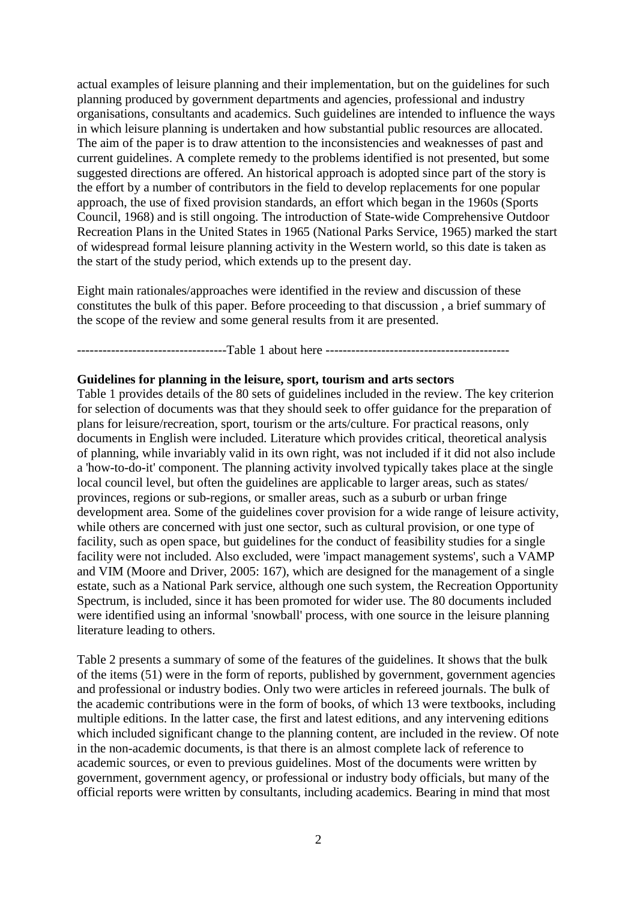actual examples of leisure planning and their implementation, but on the guidelines for such planning produced by government departments and agencies, professional and industry organisations, consultants and academics. Such guidelines are intended to influence the ways in which leisure planning is undertaken and how substantial public resources are allocated. The aim of the paper is to draw attention to the inconsistencies and weaknesses of past and current guidelines. A complete remedy to the problems identified is not presented, but some suggested directions are offered. An historical approach is adopted since part of the story is the effort by a number of contributors in the field to develop replacements for one popular approach, the use of fixed provision standards, an effort which began in the 1960s (Sports Council, 1968) and is still ongoing. The introduction of State-wide Comprehensive Outdoor Recreation Plans in the United States in 1965 (National Parks Service, 1965) marked the start of widespread formal leisure planning activity in the Western world, so this date is taken as the start of the study period, which extends up to the present day.

Eight main rationales/approaches were identified in the review and discussion of these constitutes the bulk of this paper. Before proceeding to that discussion , a brief summary of the scope of the review and some general results from it are presented.

-----------------------------------Table 1 about here -------------------------------------------

**Guidelines for planning in the leisure, sport, tourism and arts sectors**

Table 1 provides details of the 80 sets of guidelines included in the review. The key criterion for selection of documents was that they should seek to offer guidance for the preparation of plans for leisure/recreation, sport, tourism or the arts/culture. For practical reasons, only documents in English were included. Literature which provides critical, theoretical analysis of planning, while invariably valid in its own right, was not included if it did not also include a 'how-to-do-it' component. The planning activity involved typically takes place at the single local council level, but often the guidelines are applicable to larger areas, such as states/ provinces, regions or sub-regions, or smaller areas, such as a suburb or urban fringe development area. Some of the guidelines cover provision for a wide range of leisure activity, while others are concerned with just one sector, such as cultural provision, or one type of facility, such as open space, but guidelines for the conduct of feasibility studies for a single facility were not included. Also excluded, were 'impact management systems', such a VAMP and VIM (Moore and Driver, 2005: 167), which are designed for the management of a single estate, such as a National Park service, although one such system, the Recreation Opportunity Spectrum, is included, since it has been promoted for wider use. The 80 documents included were identified using an informal 'snowball' process, with one source in the leisure planning literature leading to others.

Table 2 presents a summary of some of the features of the guidelines. It shows that the bulk of the items (51) were in the form of reports, published by government, government agencies and professional or industry bodies. Only two were articles in refereed journals. The bulk of the academic contributions were in the form of books, of which 13 were textbooks, including multiple editions. In the latter case, the first and latest editions, and any intervening editions which included significant change to the planning content, are included in the review. Of note in the non-academic documents, is that there is an almost complete lack of reference to academic sources, or even to previous guidelines. Most of the documents were written by government, government agency, or professional or industry body officials, but many of the official reports were written by consultants, including academics. Bearing in mind that most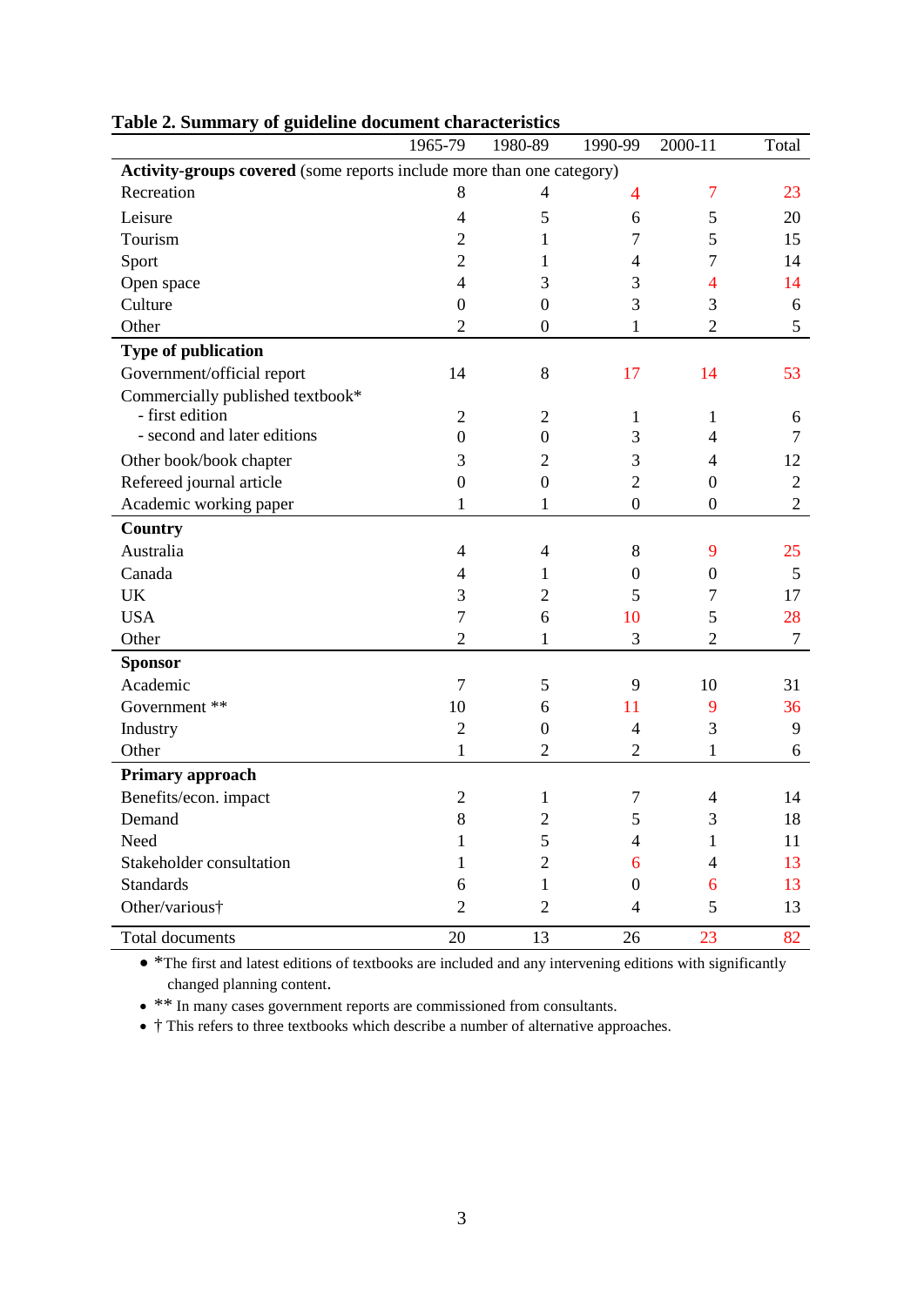**Table 2. Summary of guideline document characteristics**

| | 1965-79 | 1980-89 | 1990-99 | 2000-11 | Total |
|---|---|---|---|---|---|
| **Activity-groups covered** (some reports include more than one category) | | | | | |
| Recreation | 8 | 4 | 4 | 7 | 23 |
| Leisure | 4 | 5 | 6 | 5 | 20 |
| Tourism | 2 | 1 | 7 | 5 | 15 |
| Sport | 2 | 1 | 4 | 7 | 14 |
| Open space | 4 | 3 | 3 | 4 | 14 |
| Culture | 0 | 0 | 3 | 3 | 6 |
| Other | 2 | 0 | 1 | 2 | 5 |
| **Type of publication** | | | | | |
| Government/official report | 14 | 8 | 17 | 14 | 53 |
| Commercially published textbook* | | | | | |
| - first edition | 2 | 2 | 1 | 1 | 6 |
| - second and later editions | 0 | 0 | 3 | 4 | 7 |
| Other book/book chapter | 3 | 2 | 3 | 4 | 12 |
| Refereed journal article | 0 | 0 | 2 | 0 | 2 |
| Academic working paper | 1 | 1 | 0 | 0 | 2 |
| **Country** | | | | | |
| Australia | 4 | 4 | 8 | 9 | 25 |
| Canada | 4 | 1 | 0 | 0 | 5 |
| UK | 3 | 2 | 5 | 7 | 17 |
| USA | 7 | 6 | 10 | 5 | 28 |
| Other | 2 | 1 | 3 | 2 | 7 |
| **Sponsor** | | | | | |
| Academic | 7 | 5 | 9 | 10 | 31 |
| Government ** | 10 | 6 | 11 | 9 | 36 |
| Industry | 2 | 0 | 4 | 3 | 9 |
| Other | 1 | 2 | 2 | 1 | 6 |
| **Primary approach** | | | | | |
| Benefits/econ. impact | 2 | 1 | 7 | 4 | 14 |
| Demand | 8 | 2 | 5 | 3 | 18 |
| Need | 1 | 5 | 4 | 1 | 11 |
| Stakeholder consultation | 1 | 2 | 6 | 4 | 13 |
| Standards | 6 | 1 | 0 | 6 | 13 |
| Other/various† | 2 | 2 | 4 | 5 | 13 |
| Total documents | 20 | 13 | 26 | 23 | 82 |

- *The first and latest editions of textbooks are included and any intervening editions with significantly changed planning content.
- ** In many cases government reports are commissioned from consultants.
- † This refers to three textbooks which describe a number of alternative approaches.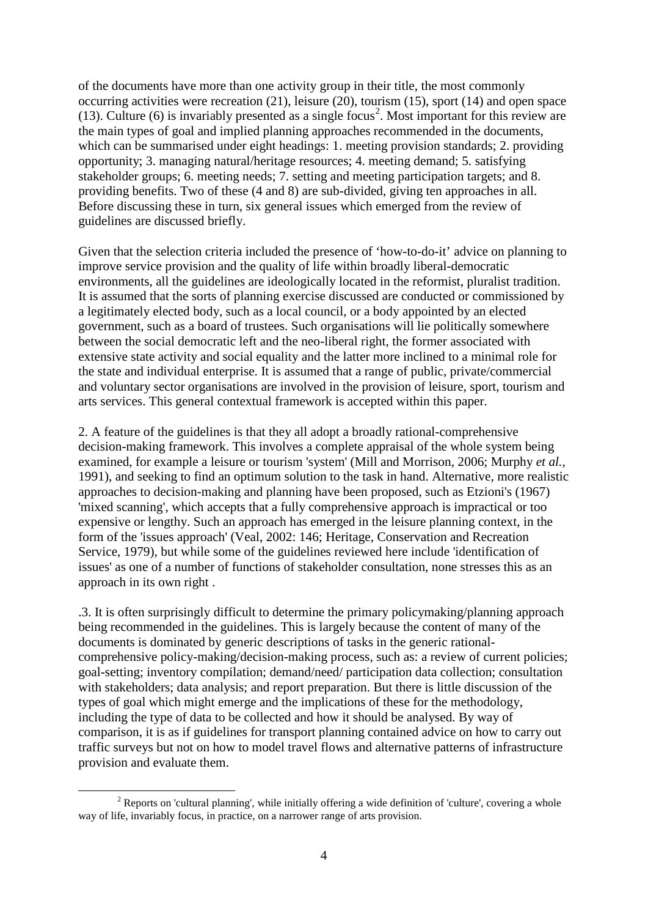of the documents have more than one activity group in their title, the most commonly occurring activities were recreation (21), leisure (20), tourism (15), sport (14) and open space (13). Culture (6) is invariably presented as a single focus[2]. Most important for this review are the main types of goal and implied planning approaches recommended in the documents, which can be summarised under eight headings: 1. meeting provision standards; 2. providing opportunity; 3. managing natural/heritage resources; 4. meeting demand; 5. satisfying stakeholder groups; 6. meeting needs; 7. setting and meeting participation targets; and 8. providing benefits. Two of these (4 and 8) are sub-divided, giving ten approaches in all. Before discussing these in turn, six general issues which emerged from the review of guidelines are discussed briefly.

Given that the selection criteria included the presence of 'how-to-do-it' advice on planning to improve service provision and the quality of life within broadly liberal-democratic environments, all the guidelines are ideologically located in the reformist, pluralist tradition. It is assumed that the sorts of planning exercise discussed are conducted or commissioned by a legitimately elected body, such as a local council, or a body appointed by an elected government, such as a board of trustees. Such organisations will lie politically somewhere between the social democratic left and the neo-liberal right, the former associated with extensive state activity and social equality and the latter more inclined to a minimal role for the state and individual enterprise. It is assumed that a range of public, private/commercial and voluntary sector organisations are involved in the provision of leisure, sport, tourism and arts services. This general contextual framework is accepted within this paper.

2. A feature of the guidelines is that they all adopt a broadly rational-comprehensive decision-making framework. This involves a complete appraisal of the whole system being examined, for example a leisure or tourism 'system' (Mill and Morrison, 2006; Murphy *et al.*, 1991), and seeking to find an optimum solution to the task in hand. Alternative, more realistic approaches to decision-making and planning have been proposed, such as Etzioni's (1967) 'mixed scanning', which accepts that a fully comprehensive approach is impractical or too expensive or lengthy. Such an approach has emerged in the leisure planning context, in the form of the 'issues approach' (Veal, 2002: 146; Heritage, Conservation and Recreation Service, 1979), but while some of the guidelines reviewed here include 'identification of issues' as one of a number of functions of stakeholder consultation, none stresses this as an approach in its own right .

.3. It is often surprisingly difficult to determine the primary policymaking/planning approach being recommended in the guidelines. This is largely because the content of many of the documents is dominated by generic descriptions of tasks in the generic rational-comprehensive policy-making/decision-making process, such as: a review of current policies; goal-setting; inventory compilation; demand/need/ participation data collection; consultation with stakeholders; data analysis; and report preparation. But there is little discussion of the types of goal which might emerge and the implications of these for the methodology, including the type of data to be collected and how it should be analysed. By way of comparison, it is as if guidelines for transport planning contained advice on how to carry out traffic surveys but not on how to model travel flows and alternative patterns of infrastructure provision and evaluate them.

[2] Reports on 'cultural planning', while initially offering a wide definition of 'culture', covering a whole way of life, invariably focus, in practice, on a narrower range of arts provision.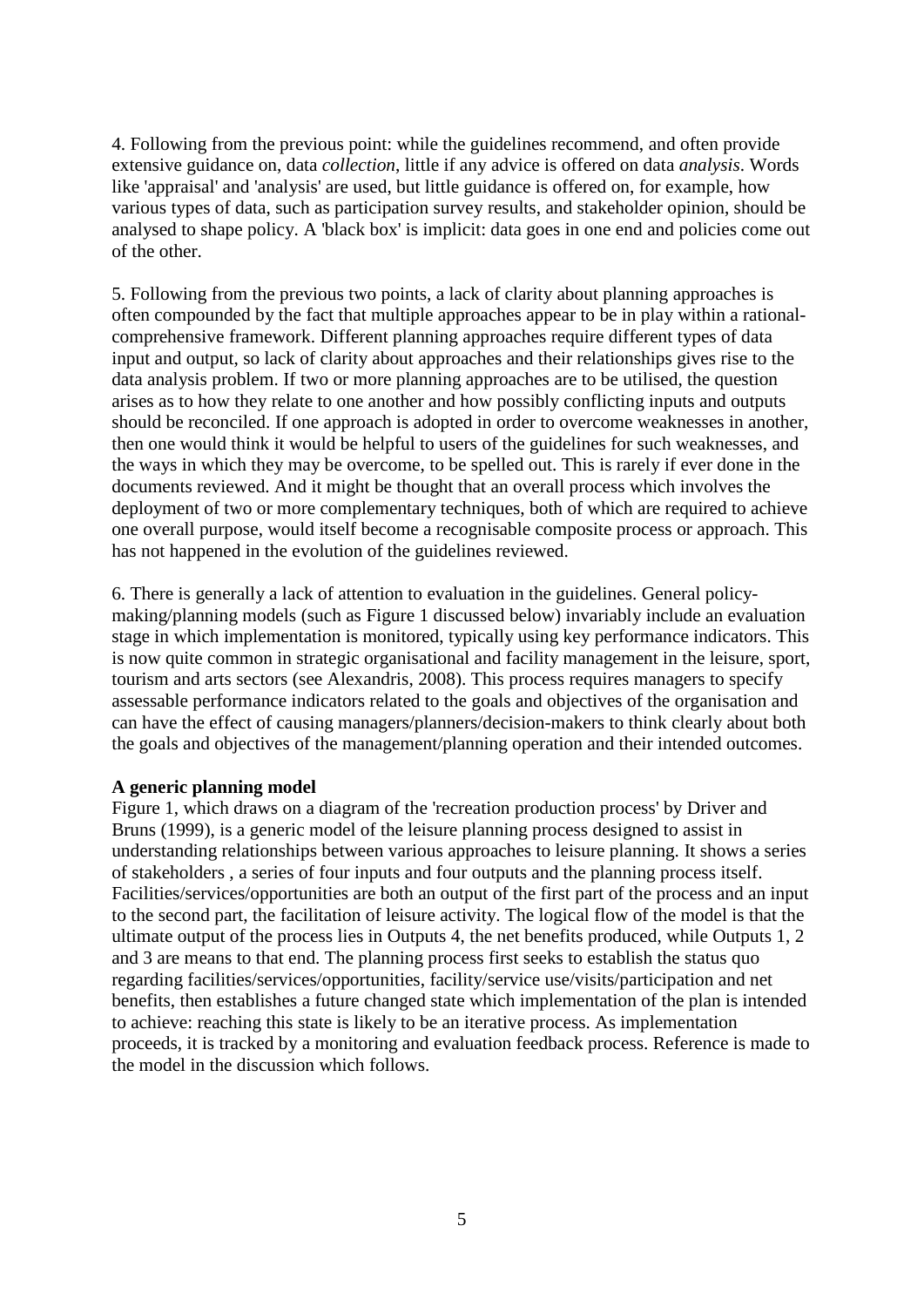4. Following from the previous point: while the guidelines recommend, and often provide extensive guidance on, data *collection*, little if any advice is offered on data *analysis*. Words like 'appraisal' and 'analysis' are used, but little guidance is offered on, for example, how various types of data, such as participation survey results, and stakeholder opinion, should be analysed to shape policy. A 'black box' is implicit: data goes in one end and policies come out of the other.

5. Following from the previous two points, a lack of clarity about planning approaches is often compounded by the fact that multiple approaches appear to be in play within a rational-comprehensive framework. Different planning approaches require different types of data input and output, so lack of clarity about approaches and their relationships gives rise to the data analysis problem. If two or more planning approaches are to be utilised, the question arises as to how they relate to one another and how possibly conflicting inputs and outputs should be reconciled. If one approach is adopted in order to overcome weaknesses in another, then one would think it would be helpful to users of the guidelines for such weaknesses, and the ways in which they may be overcome, to be spelled out. This is rarely if ever done in the documents reviewed. And it might be thought that an overall process which involves the deployment of two or more complementary techniques, both of which are required to achieve one overall purpose, would itself become a recognisable composite process or approach. This has not happened in the evolution of the guidelines reviewed.

6. There is generally a lack of attention to evaluation in the guidelines. General policy-making/planning models (such as Figure 1 discussed below) invariably include an evaluation stage in which implementation is monitored, typically using key performance indicators. This is now quite common in strategic organisational and facility management in the leisure, sport, tourism and arts sectors (see Alexandris, 2008). This process requires managers to specify assessable performance indicators related to the goals and objectives of the organisation and can have the effect of causing managers/planners/decision-makers to think clearly about both the goals and objectives of the management/planning operation and their intended outcomes.

**A generic planning model**

Figure 1, which draws on a diagram of the 'recreation production process' by Driver and Bruns (1999), is a generic model of the leisure planning process designed to assist in understanding relationships between various approaches to leisure planning. It shows a series of stakeholders , a series of four inputs and four outputs and the planning process itself. Facilities/services/opportunities are both an output of the first part of the process and an input to the second part, the facilitation of leisure activity. The logical flow of the model is that the ultimate output of the process lies in Outputs 4, the net benefits produced, while Outputs 1, 2 and 3 are means to that end. The planning process first seeks to establish the status quo regarding facilities/services/opportunities, facility/service use/visits/participation and net benefits, then establishes a future changed state which implementation of the plan is intended to achieve: reaching this state is likely to be an iterative process. As implementation proceeds, it is tracked by a monitoring and evaluation feedback process. Reference is made to the model in the discussion which follows.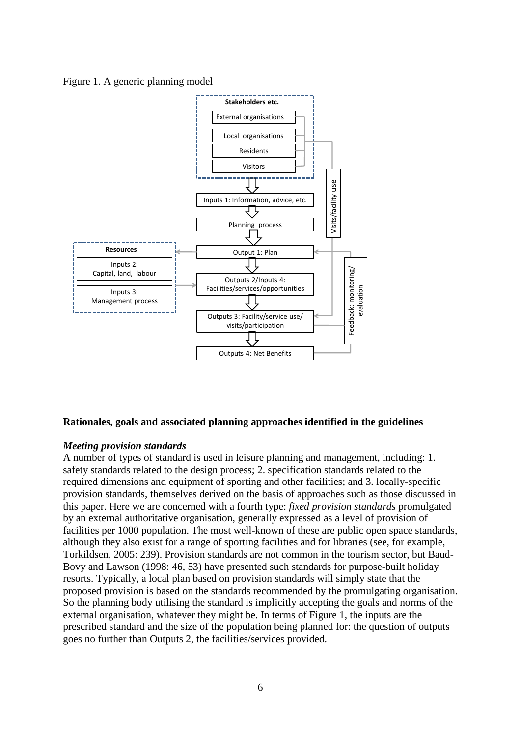Figure 1. A generic planning model

Stakeholders etc.

External organisations

Local organisations

Residents

Visitors

Inputs 1: Information, advice, etc.

Planning process

Output 1: Plan

Outputs 2/Inputs 4: Facilities/services/opportunities

Outputs 3: Facility/service use/ visits/participation

Outputs 4: Net Benefits

Resources

Inputs 2: Capital, land, labour

Inputs 3: Management process

Visits/facility use

Feedback: monitoring/ evaluation

## Rationales, goals and associated planning approaches identified in the guidelines

### *Meeting provision standards*

A number of types of standard is used in leisure planning and management, including: 1. safety standards related to the design process; 2. specification standards related to the required dimensions and equipment of sporting and other facilities; and 3. locally-specific provision standards, themselves derived on the basis of approaches such as those discussed in this paper. Here we are concerned with a fourth type: *fixed provision standards* promulgated by an external authoritative organisation, generally expressed as a level of provision of facilities per 1000 population. The most well-known of these are public open space standards, although they also exist for a range of sporting facilities and for libraries (see, for example, Torkildsen, 2005: 239). Provision standards are not common in the tourism sector, but Baud-Bovy and Lawson (1998: 46, 53) have presented such standards for purpose-built holiday resorts. Typically, a local plan based on provision standards will simply state that the proposed provision is based on the standards recommended by the promulgating organisation. So the planning body utilising the standard is implicitly accepting the goals and norms of the external organisation, whatever they might be. In terms of Figure 1, the inputs are the prescribed standard and the size of the population being planned for: the question of outputs goes no further than Outputs 2, the facilities/services provided.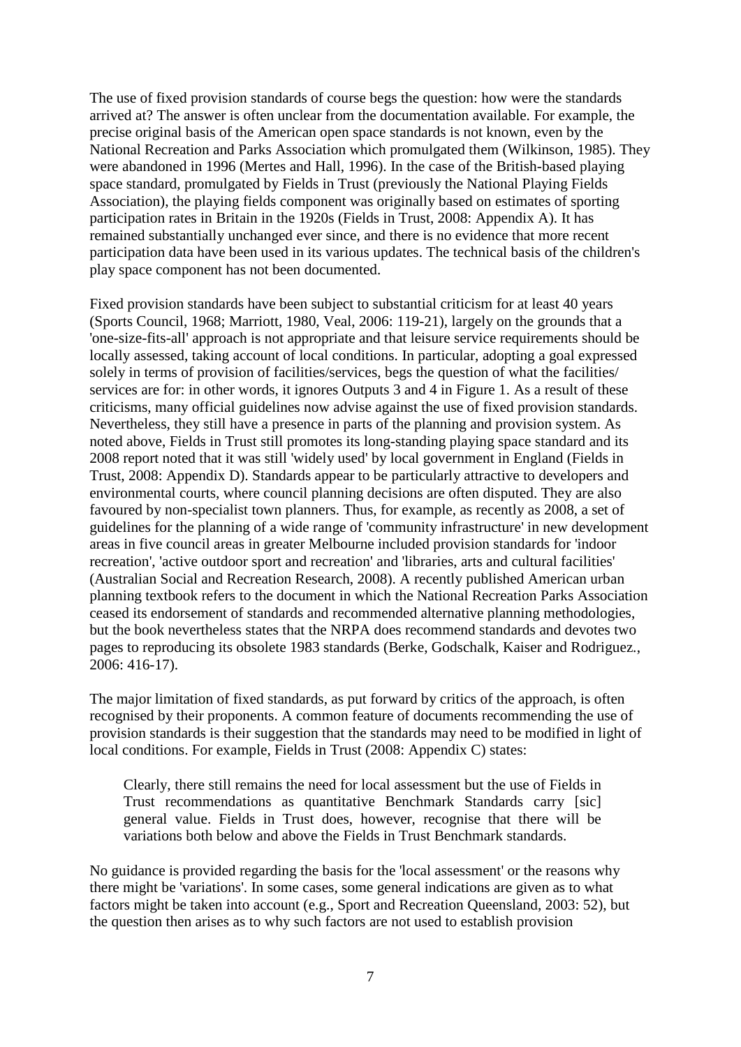The use of fixed provision standards of course begs the question: how were the standards arrived at? The answer is often unclear from the documentation available. For example, the precise original basis of the American open space standards is not known, even by the National Recreation and Parks Association which promulgated them (Wilkinson, 1985). They were abandoned in 1996 (Mertes and Hall, 1996). In the case of the British-based playing space standard, promulgated by Fields in Trust (previously the National Playing Fields Association), the playing fields component was originally based on estimates of sporting participation rates in Britain in the 1920s (Fields in Trust, 2008: Appendix A). It has remained substantially unchanged ever since, and there is no evidence that more recent participation data have been used in its various updates. The technical basis of the children's play space component has not been documented.

Fixed provision standards have been subject to substantial criticism for at least 40 years (Sports Council, 1968; Marriott, 1980, Veal, 2006: 119-21), largely on the grounds that a 'one-size-fits-all' approach is not appropriate and that leisure service requirements should be locally assessed, taking account of local conditions. In particular, adopting a goal expressed solely in terms of provision of facilities/services, begs the question of what the facilities/ services are for: in other words, it ignores Outputs 3 and 4 in Figure 1. As a result of these criticisms, many official guidelines now advise against the use of fixed provision standards. Nevertheless, they still have a presence in parts of the planning and provision system. As noted above, Fields in Trust still promotes its long-standing playing space standard and its 2008 report noted that it was still 'widely used' by local government in England (Fields in Trust, 2008: Appendix D). Standards appear to be particularly attractive to developers and environmental courts, where council planning decisions are often disputed. They are also favoured by non-specialist town planners. Thus, for example, as recently as 2008, a set of guidelines for the planning of a wide range of 'community infrastructure' in new development areas in five council areas in greater Melbourne included provision standards for 'indoor recreation', 'active outdoor sport and recreation' and 'libraries, arts and cultural facilities' (Australian Social and Recreation Research, 2008). A recently published American urban planning textbook refers to the document in which the National Recreation Parks Association ceased its endorsement of standards and recommended alternative planning methodologies, but the book nevertheless states that the NRPA does recommend standards and devotes two pages to reproducing its obsolete 1983 standards (Berke, Godschalk, Kaiser and Rodriguez., 2006: 416-17).

The major limitation of fixed standards, as put forward by critics of the approach, is often recognised by their proponents. A common feature of documents recommending the use of provision standards is their suggestion that the standards may need to be modified in light of local conditions. For example, Fields in Trust (2008: Appendix C) states:

> Clearly, there still remains the need for local assessment but the use of Fields in Trust recommendations as quantitative Benchmark Standards carry [sic] general value. Fields in Trust does, however, recognise that there will be variations both below and above the Fields in Trust Benchmark standards.

No guidance is provided regarding the basis for the 'local assessment' or the reasons why there might be 'variations'. In some cases, some general indications are given as to what factors might be taken into account (e.g., Sport and Recreation Queensland, 2003: 52), but the question then arises as to why such factors are not used to establish provision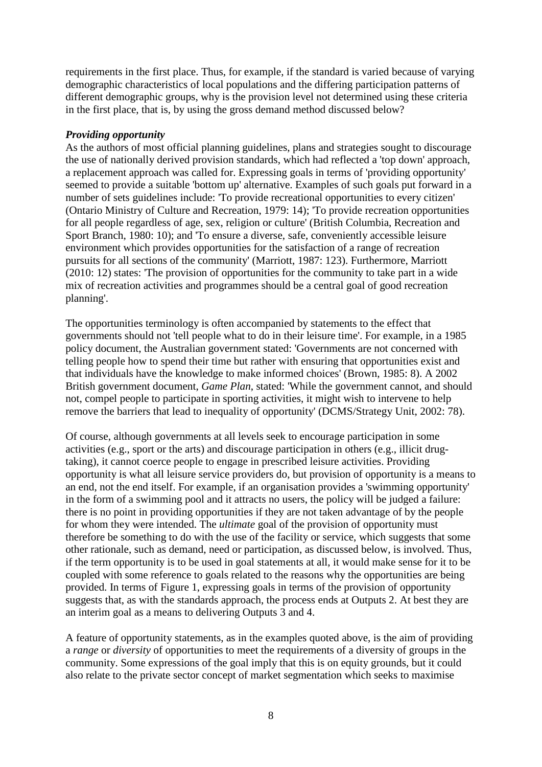requirements in the first place. Thus, for example, if the standard is varied because of varying demographic characteristics of local populations and the differing participation patterns of different demographic groups, why is the provision level not determined using these criteria in the first place, that is, by using the gross demand method discussed below?

***Providing opportunity***

As the authors of most official planning guidelines, plans and strategies sought to discourage the use of nationally derived provision standards, which had reflected a 'top down' approach, a replacement approach was called for. Expressing goals in terms of 'providing opportunity' seemed to provide a suitable 'bottom up' alternative. Examples of such goals put forward in a number of sets guidelines include: 'To provide recreational opportunities to every citizen' (Ontario Ministry of Culture and Recreation, 1979: 14); 'To provide recreation opportunities for all people regardless of age, sex, religion or culture' (British Columbia, Recreation and Sport Branch, 1980: 10); and 'To ensure a diverse, safe, conveniently accessible leisure environment which provides opportunities for the satisfaction of a range of recreation pursuits for all sections of the community' (Marriott, 1987: 123). Furthermore, Marriott (2010: 12) states: 'The provision of opportunities for the community to take part in a wide mix of recreation activities and programmes should be a central goal of good recreation planning'.

The opportunities terminology is often accompanied by statements to the effect that governments should not 'tell people what to do in their leisure time'. For example, in a 1985 policy document, the Australian government stated: 'Governments are not concerned with telling people how to spend their time but rather with ensuring that opportunities exist and that individuals have the knowledge to make informed choices' (Brown, 1985: 8). A 2002 British government document, *Game Plan*, stated: 'While the government cannot, and should not, compel people to participate in sporting activities, it might wish to intervene to help remove the barriers that lead to inequality of opportunity' (DCMS/Strategy Unit, 2002: 78).

Of course, although governments at all levels seek to encourage participation in some activities (e.g., sport or the arts) and discourage participation in others (e.g., illicit drug-taking), it cannot coerce people to engage in prescribed leisure activities. Providing opportunity is what all leisure service providers do, but provision of opportunity is a means to an end, not the end itself. For example, if an organisation provides a 'swimming opportunity' in the form of a swimming pool and it attracts no users, the policy will be judged a failure: there is no point in providing opportunities if they are not taken advantage of by the people for whom they were intended. The *ultimate* goal of the provision of opportunity must therefore be something to do with the use of the facility or service, which suggests that some other rationale, such as demand, need or participation, as discussed below, is involved. Thus, if the term opportunity is to be used in goal statements at all, it would make sense for it to be coupled with some reference to goals related to the reasons why the opportunities are being provided. In terms of Figure 1, expressing goals in terms of the provision of opportunity suggests that, as with the standards approach, the process ends at Outputs 2. At best they are an interim goal as a means to delivering Outputs 3 and 4.

A feature of opportunity statements, as in the examples quoted above, is the aim of providing a *range* or *diversity* of opportunities to meet the requirements of a diversity of groups in the community. Some expressions of the goal imply that this is on equity grounds, but it could also relate to the private sector concept of market segmentation which seeks to maximise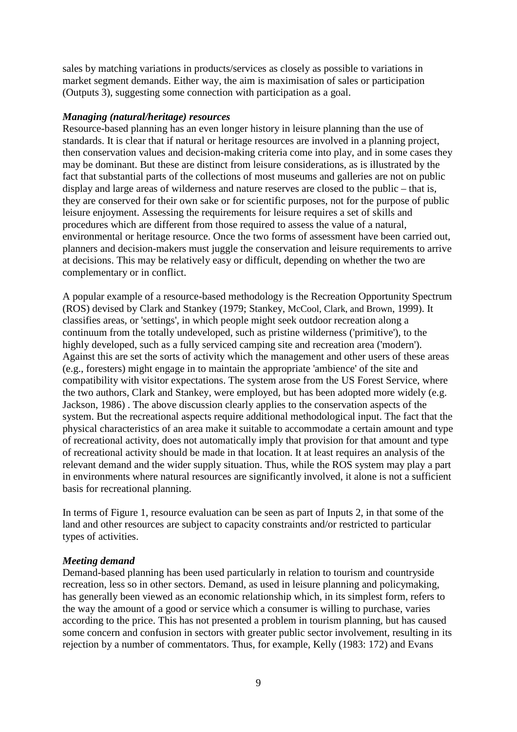sales by matching variations in products/services as closely as possible to variations in market segment demands. Either way, the aim is maximisation of sales or participation (Outputs 3), suggesting some connection with participation as a goal.

***Managing (natural/heritage) resources***

Resource-based planning has an even longer history in leisure planning than the use of standards. It is clear that if natural or heritage resources are involved in a planning project, then conservation values and decision-making criteria come into play, and in some cases they may be dominant. But these are distinct from leisure considerations, as is illustrated by the fact that substantial parts of the collections of most museums and galleries are not on public display and large areas of wilderness and nature reserves are closed to the public – that is, they are conserved for their own sake or for scientific purposes, not for the purpose of public leisure enjoyment. Assessing the requirements for leisure requires a set of skills and procedures which are different from those required to assess the value of a natural, environmental or heritage resource. Once the two forms of assessment have been carried out, planners and decision-makers must juggle the conservation and leisure requirements to arrive at decisions. This may be relatively easy or difficult, depending on whether the two are complementary or in conflict.

A popular example of a resource-based methodology is the Recreation Opportunity Spectrum (ROS) devised by Clark and Stankey (1979; Stankey, McCool, Clark, and Brown, 1999). It classifies areas, or 'settings', in which people might seek outdoor recreation along a continuum from the totally undeveloped, such as pristine wilderness ('primitive'), to the highly developed, such as a fully serviced camping site and recreation area ('modern'). Against this are set the sorts of activity which the management and other users of these areas (e.g., foresters) might engage in to maintain the appropriate 'ambience' of the site and compatibility with visitor expectations. The system arose from the US Forest Service, where the two authors, Clark and Stankey, were employed, but has been adopted more widely (e.g. Jackson, 1986) . The above discussion clearly applies to the conservation aspects of the system. But the recreational aspects require additional methodological input. The fact that the physical characteristics of an area make it suitable to accommodate a certain amount and type of recreational activity, does not automatically imply that provision for that amount and type of recreational activity should be made in that location. It at least requires an analysis of the relevant demand and the wider supply situation. Thus, while the ROS system may play a part in environments where natural resources are significantly involved, it alone is not a sufficient basis for recreational planning.

In terms of Figure 1, resource evaluation can be seen as part of Inputs 2, in that some of the land and other resources are subject to capacity constraints and/or restricted to particular types of activities.

***Meeting demand***

Demand-based planning has been used particularly in relation to tourism and countryside recreation, less so in other sectors. Demand, as used in leisure planning and policymaking, has generally been viewed as an economic relationship which, in its simplest form, refers to the way the amount of a good or service which a consumer is willing to purchase, varies according to the price. This has not presented a problem in tourism planning, but has caused some concern and confusion in sectors with greater public sector involvement, resulting in its rejection by a number of commentators. Thus, for example, Kelly (1983: 172) and Evans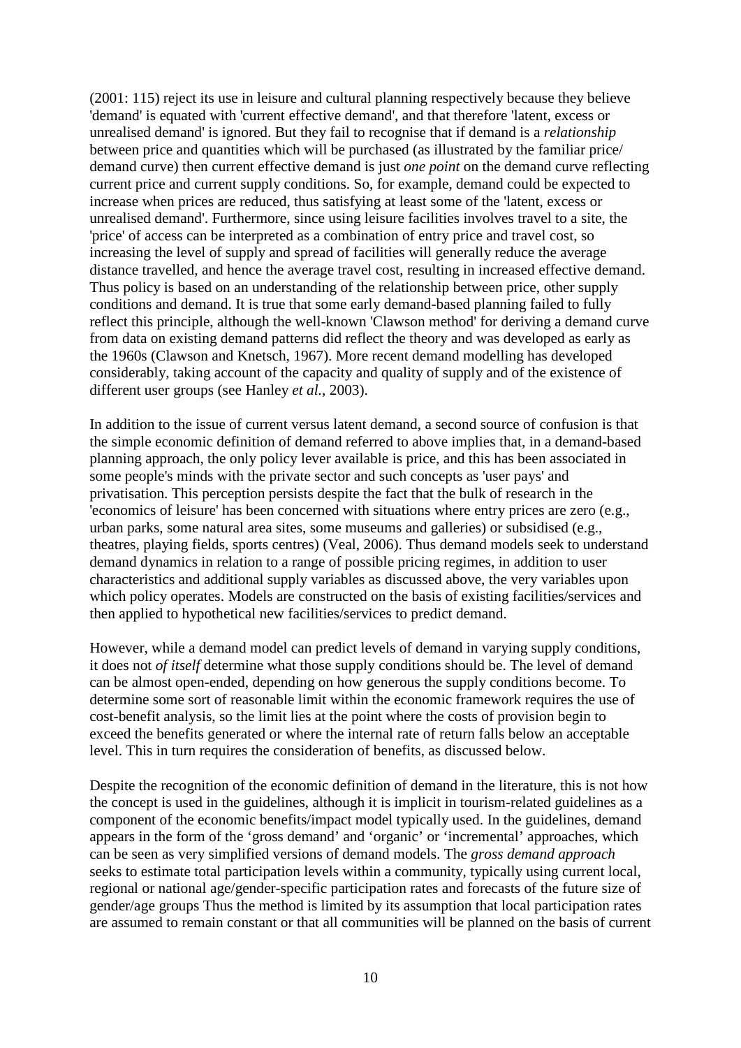(2001: 115) reject its use in leisure and cultural planning respectively because they believe 'demand' is equated with 'current effective demand', and that therefore 'latent, excess or unrealised demand' is ignored. But they fail to recognise that if demand is a *relationship* between price and quantities which will be purchased (as illustrated by the familiar price/ demand curve) then current effective demand is just *one point* on the demand curve reflecting current price and current supply conditions. So, for example, demand could be expected to increase when prices are reduced, thus satisfying at least some of the 'latent, excess or unrealised demand'. Furthermore, since using leisure facilities involves travel to a site, the 'price' of access can be interpreted as a combination of entry price and travel cost, so increasing the level of supply and spread of facilities will generally reduce the average distance travelled, and hence the average travel cost, resulting in increased effective demand. Thus policy is based on an understanding of the relationship between price, other supply conditions and demand. It is true that some early demand-based planning failed to fully reflect this principle, although the well-known 'Clawson method' for deriving a demand curve from data on existing demand patterns did reflect the theory and was developed as early as the 1960s (Clawson and Knetsch, 1967). More recent demand modelling has developed considerably, taking account of the capacity and quality of supply and of the existence of different user groups (see Hanley *et al.*, 2003).

In addition to the issue of current versus latent demand, a second source of confusion is that the simple economic definition of demand referred to above implies that, in a demand-based planning approach, the only policy lever available is price, and this has been associated in some people's minds with the private sector and such concepts as 'user pays' and privatisation. This perception persists despite the fact that the bulk of research in the 'economics of leisure' has been concerned with situations where entry prices are zero (e.g., urban parks, some natural area sites, some museums and galleries) or subsidised (e.g., theatres, playing fields, sports centres) (Veal, 2006). Thus demand models seek to understand demand dynamics in relation to a range of possible pricing regimes, in addition to user characteristics and additional supply variables as discussed above, the very variables upon which policy operates. Models are constructed on the basis of existing facilities/services and then applied to hypothetical new facilities/services to predict demand.

However, while a demand model can predict levels of demand in varying supply conditions, it does not *of itself* determine what those supply conditions should be. The level of demand can be almost open-ended, depending on how generous the supply conditions become. To determine some sort of reasonable limit within the economic framework requires the use of cost-benefit analysis, so the limit lies at the point where the costs of provision begin to exceed the benefits generated or where the internal rate of return falls below an acceptable level. This in turn requires the consideration of benefits, as discussed below.

Despite the recognition of the economic definition of demand in the literature, this is not how the concept is used in the guidelines, although it is implicit in tourism-related guidelines as a component of the economic benefits/impact model typically used. In the guidelines, demand appears in the form of the 'gross demand' and 'organic' or 'incremental' approaches, which can be seen as very simplified versions of demand models. The *gross demand approach* seeks to estimate total participation levels within a community, typically using current local, regional or national age/gender-specific participation rates and forecasts of the future size of gender/age groups Thus the method is limited by its assumption that local participation rates are assumed to remain constant or that all communities will be planned on the basis of current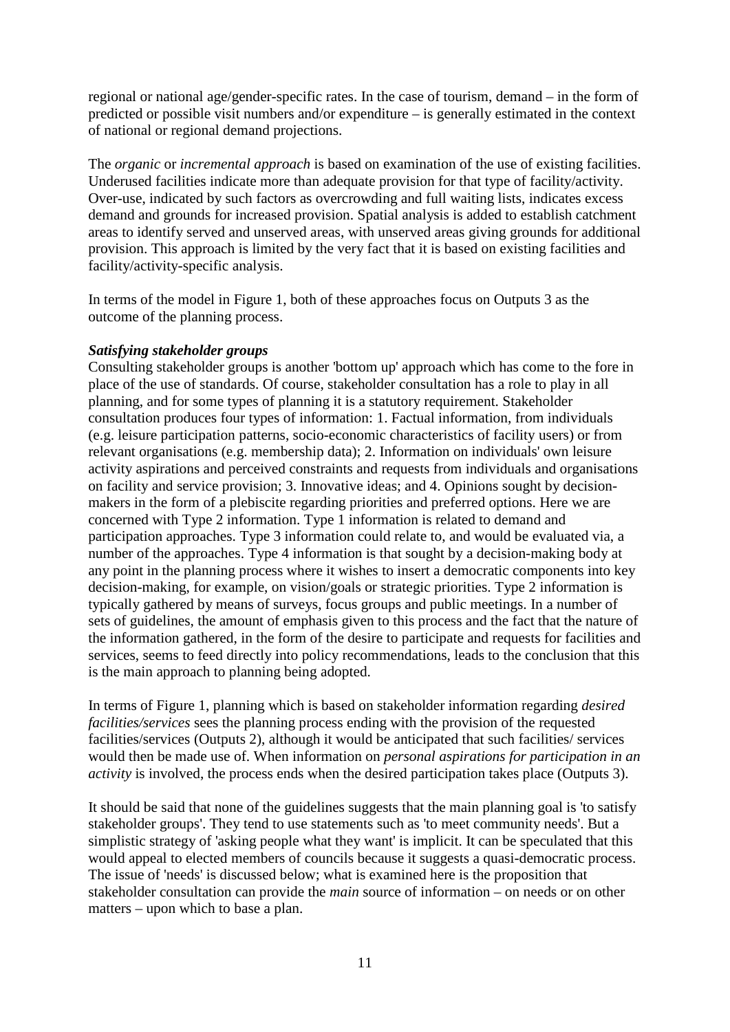regional or national age/gender-specific rates. In the case of tourism, demand – in the form of predicted or possible visit numbers and/or expenditure – is generally estimated in the context of national or regional demand projections.

The *organic* or *incremental approach* is based on examination of the use of existing facilities. Underused facilities indicate more than adequate provision for that type of facility/activity. Over-use, indicated by such factors as overcrowding and full waiting lists, indicates excess demand and grounds for increased provision. Spatial analysis is added to establish catchment areas to identify served and unserved areas, with unserved areas giving grounds for additional provision. This approach is limited by the very fact that it is based on existing facilities and facility/activity-specific analysis.

In terms of the model in Figure 1, both of these approaches focus on Outputs 3 as the outcome of the planning process.

***Satisfying stakeholder groups***

Consulting stakeholder groups is another 'bottom up' approach which has come to the fore in place of the use of standards. Of course, stakeholder consultation has a role to play in all planning, and for some types of planning it is a statutory requirement. Stakeholder consultation produces four types of information: 1. Factual information, from individuals (e.g. leisure participation patterns, socio-economic characteristics of facility users) or from relevant organisations (e.g. membership data); 2. Information on individuals' own leisure activity aspirations and perceived constraints and requests from individuals and organisations on facility and service provision; 3. Innovative ideas; and 4. Opinions sought by decision-makers in the form of a plebiscite regarding priorities and preferred options. Here we are concerned with Type 2 information. Type 1 information is related to demand and participation approaches. Type 3 information could relate to, and would be evaluated via, a number of the approaches. Type 4 information is that sought by a decision-making body at any point in the planning process where it wishes to insert a democratic components into key decision-making, for example, on vision/goals or strategic priorities. Type 2 information is typically gathered by means of surveys, focus groups and public meetings. In a number of sets of guidelines, the amount of emphasis given to this process and the fact that the nature of the information gathered, in the form of the desire to participate and requests for facilities and services, seems to feed directly into policy recommendations, leads to the conclusion that this is the main approach to planning being adopted.

In terms of Figure 1, planning which is based on stakeholder information regarding *desired facilities/services* sees the planning process ending with the provision of the requested facilities/services (Outputs 2), although it would be anticipated that such facilities/ services would then be made use of. When information on *personal aspirations for participation in an activity* is involved, the process ends when the desired participation takes place (Outputs 3).

It should be said that none of the guidelines suggests that the main planning goal is 'to satisfy stakeholder groups'. They tend to use statements such as 'to meet community needs'. But a simplistic strategy of 'asking people what they want' is implicit. It can be speculated that this would appeal to elected members of councils because it suggests a quasi-democratic process. The issue of 'needs' is discussed below; what is examined here is the proposition that stakeholder consultation can provide the *main* source of information – on needs or on other matters – upon which to base a plan.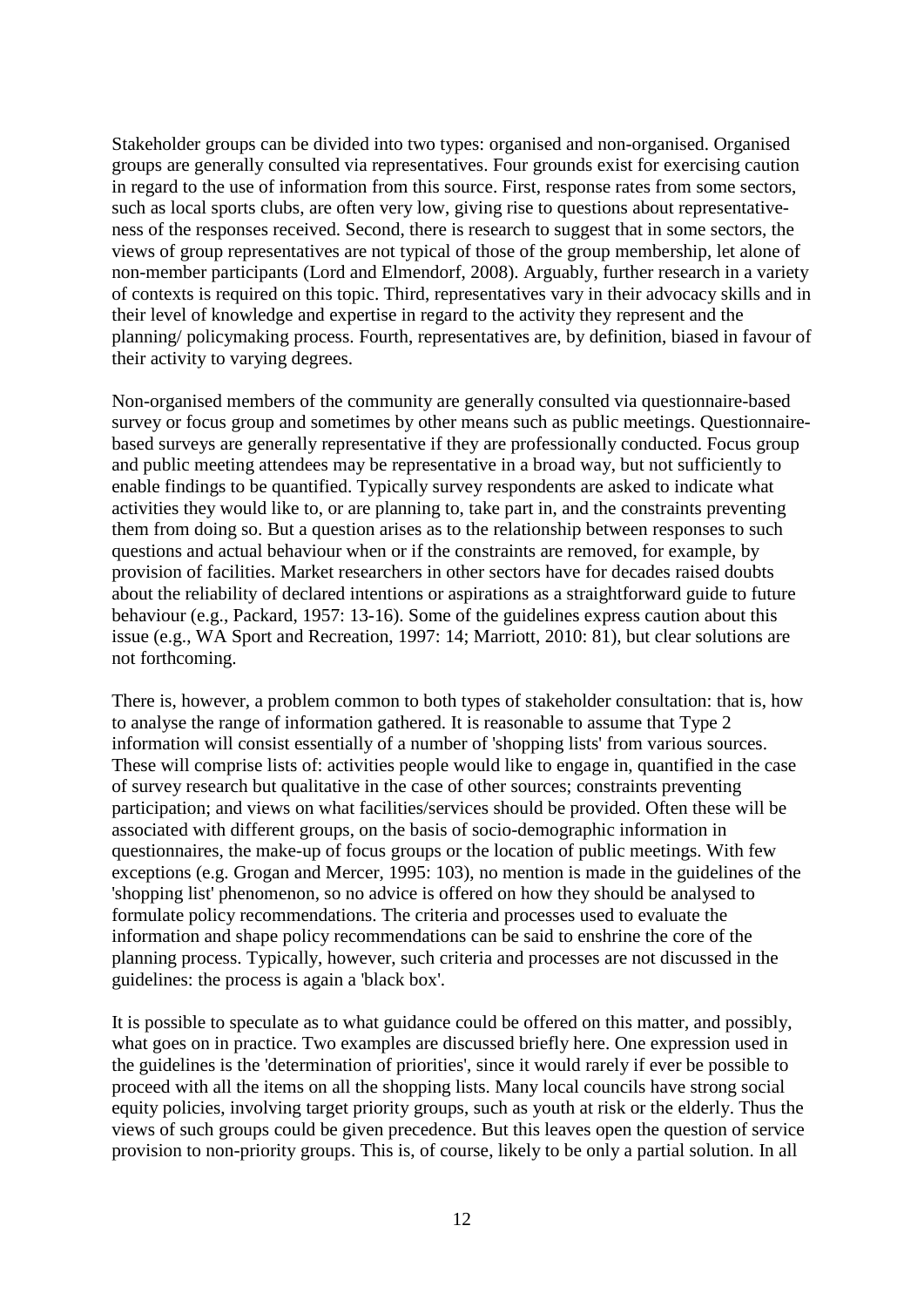Stakeholder groups can be divided into two types: organised and non-organised. Organised groups are generally consulted via representatives. Four grounds exist for exercising caution in regard to the use of information from this source. First, response rates from some sectors, such as local sports clubs, are often very low, giving rise to questions about representativeness of the responses received. Second, there is research to suggest that in some sectors, the views of group representatives are not typical of those of the group membership, let alone of non-member participants (Lord and Elmendorf, 2008). Arguably, further research in a variety of contexts is required on this topic. Third, representatives vary in their advocacy skills and in their level of knowledge and expertise in regard to the activity they represent and the planning/ policymaking process. Fourth, representatives are, by definition, biased in favour of their activity to varying degrees.

Non-organised members of the community are generally consulted via questionnaire-based survey or focus group and sometimes by other means such as public meetings. Questionnaire-based surveys are generally representative if they are professionally conducted. Focus group and public meeting attendees may be representative in a broad way, but not sufficiently to enable findings to be quantified. Typically survey respondents are asked to indicate what activities they would like to, or are planning to, take part in, and the constraints preventing them from doing so. But a question arises as to the relationship between responses to such questions and actual behaviour when or if the constraints are removed, for example, by provision of facilities. Market researchers in other sectors have for decades raised doubts about the reliability of declared intentions or aspirations as a straightforward guide to future behaviour (e.g., Packard, 1957: 13-16). Some of the guidelines express caution about this issue (e.g., WA Sport and Recreation, 1997: 14; Marriott, 2010: 81), but clear solutions are not forthcoming.

There is, however, a problem common to both types of stakeholder consultation: that is, how to analyse the range of information gathered. It is reasonable to assume that Type 2 information will consist essentially of a number of 'shopping lists' from various sources. These will comprise lists of: activities people would like to engage in, quantified in the case of survey research but qualitative in the case of other sources; constraints preventing participation; and views on what facilities/services should be provided. Often these will be associated with different groups, on the basis of socio-demographic information in questionnaires, the make-up of focus groups or the location of public meetings. With few exceptions (e.g. Grogan and Mercer, 1995: 103), no mention is made in the guidelines of the 'shopping list' phenomenon, so no advice is offered on how they should be analysed to formulate policy recommendations. The criteria and processes used to evaluate the information and shape policy recommendations can be said to enshrine the core of the planning process. Typically, however, such criteria and processes are not discussed in the guidelines: the process is again a 'black box'.

It is possible to speculate as to what guidance could be offered on this matter, and possibly, what goes on in practice. Two examples are discussed briefly here. One expression used in the guidelines is the 'determination of priorities', since it would rarely if ever be possible to proceed with all the items on all the shopping lists. Many local councils have strong social equity policies, involving target priority groups, such as youth at risk or the elderly. Thus the views of such groups could be given precedence. But this leaves open the question of service provision to non-priority groups. This is, of course, likely to be only a partial solution. In all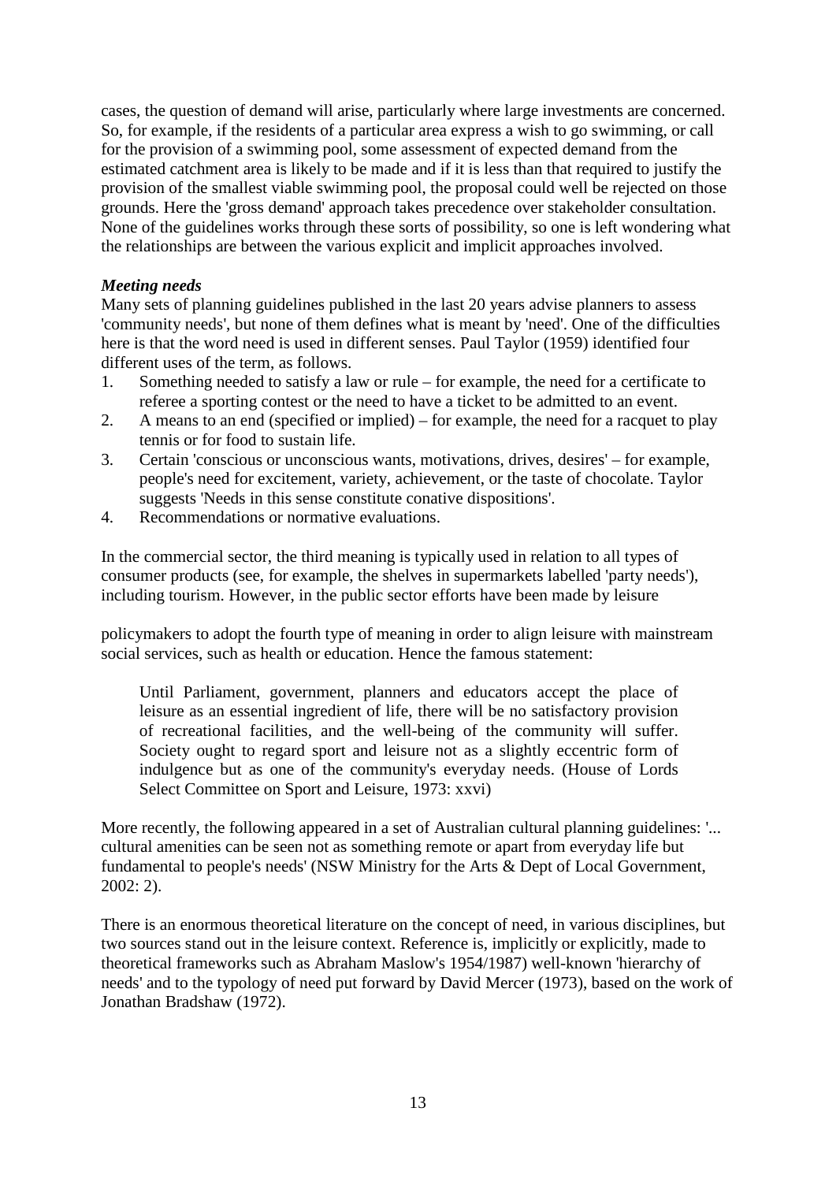cases, the question of demand will arise, particularly where large investments are concerned. So, for example, if the residents of a particular area express a wish to go swimming, or call for the provision of a swimming pool, some assessment of expected demand from the estimated catchment area is likely to be made and if it is less than that required to justify the provision of the smallest viable swimming pool, the proposal could well be rejected on those grounds. Here the 'gross demand' approach takes precedence over stakeholder consultation. None of the guidelines works through these sorts of possibility, so one is left wondering what the relationships are between the various explicit and implicit approaches involved.

***Meeting needs***

Many sets of planning guidelines published in the last 20 years advise planners to assess 'community needs', but none of them defines what is meant by 'need'. One of the difficulties here is that the word need is used in different senses. Paul Taylor (1959) identified four different uses of the term, as follows.

1. Something needed to satisfy a law or rule – for example, the need for a certificate to referee a sporting contest or the need to have a ticket to be admitted to an event.
2. A means to an end (specified or implied) – for example, the need for a racquet to play tennis or for food to sustain life.
3. Certain 'conscious or unconscious wants, motivations, drives, desires' – for example, people's need for excitement, variety, achievement, or the taste of chocolate. Taylor suggests 'Needs in this sense constitute conative dispositions'.
4. Recommendations or normative evaluations.

In the commercial sector, the third meaning is typically used in relation to all types of consumer products (see, for example, the shelves in supermarkets labelled 'party needs'), including tourism. However, in the public sector efforts have been made by leisure policymakers to adopt the fourth type of meaning in order to align leisure with mainstream social services, such as health or education. Hence the famous statement:

> Until Parliament, government, planners and educators accept the place of leisure as an essential ingredient of life, there will be no satisfactory provision of recreational facilities, and the well-being of the community will suffer. Society ought to regard sport and leisure not as a slightly eccentric form of indulgence but as one of the community's everyday needs. (House of Lords Select Committee on Sport and Leisure, 1973: xxvi)

More recently, the following appeared in a set of Australian cultural planning guidelines: '... cultural amenities can be seen not as something remote or apart from everyday life but fundamental to people's needs' (NSW Ministry for the Arts & Dept of Local Government, 2002: 2).

There is an enormous theoretical literature on the concept of need, in various disciplines, but two sources stand out in the leisure context. Reference is, implicitly or explicitly, made to theoretical frameworks such as Abraham Maslow's 1954/1987) well-known 'hierarchy of needs' and to the typology of need put forward by David Mercer (1973), based on the work of Jonathan Bradshaw (1972).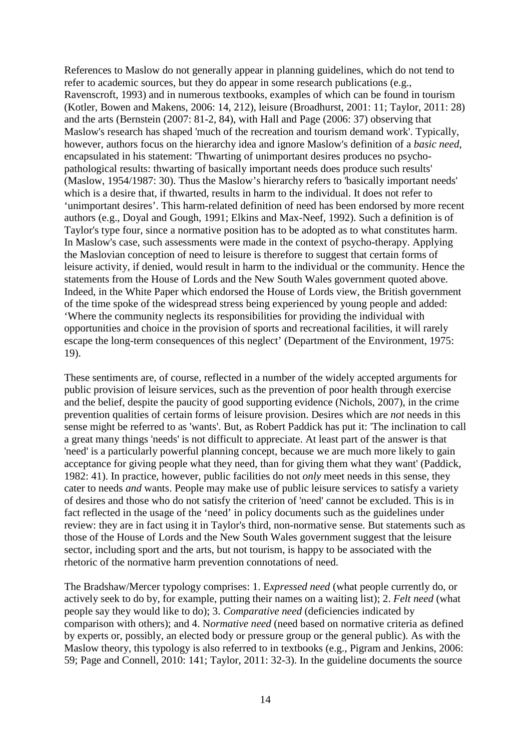References to Maslow do not generally appear in planning guidelines, which do not tend to refer to academic sources, but they do appear in some research publications (e.g., Ravenscroft, 1993) and in numerous textbooks, examples of which can be found in tourism (Kotler, Bowen and Makens, 2006: 14, 212), leisure (Broadhurst, 2001: 11; Taylor, 2011: 28) and the arts (Bernstein (2007: 81-2, 84), with Hall and Page (2006: 37) observing that Maslow's research has shaped 'much of the recreation and tourism demand work'. Typically, however, authors focus on the hierarchy idea and ignore Maslow's definition of a *basic need*, encapsulated in his statement: 'Thwarting of unimportant desires produces no psycho-pathological results: thwarting of basically important needs does produce such results' (Maslow, 1954/1987: 30). Thus the Maslow's hierarchy refers to 'basically important needs' which is a desire that, if thwarted, results in harm to the individual. It does not refer to 'unimportant desires'. This harm-related definition of need has been endorsed by more recent authors (e.g., Doyal and Gough, 1991; Elkins and Max-Neef, 1992). Such a definition is of Taylor's type four, since a normative position has to be adopted as to what constitutes harm. In Maslow's case, such assessments were made in the context of psycho-therapy. Applying the Maslovian conception of need to leisure is therefore to suggest that certain forms of leisure activity, if denied, would result in harm to the individual or the community. Hence the statements from the House of Lords and the New South Wales government quoted above. Indeed, in the White Paper which endorsed the House of Lords view, the British government of the time spoke of the widespread stress being experienced by young people and added: 'Where the community neglects its responsibilities for providing the individual with opportunities and choice in the provision of sports and recreational facilities, it will rarely escape the long-term consequences of this neglect' (Department of the Environment, 1975: 19).

These sentiments are, of course, reflected in a number of the widely accepted arguments for public provision of leisure services, such as the prevention of poor health through exercise and the belief, despite the paucity of good supporting evidence (Nichols, 2007), in the crime prevention qualities of certain forms of leisure provision. Desires which are *not* needs in this sense might be referred to as 'wants'. But, as Robert Paddick has put it: 'The inclination to call a great many things 'needs' is not difficult to appreciate. At least part of the answer is that 'need' is a particularly powerful planning concept, because we are much more likely to gain acceptance for giving people what they need, than for giving them what they want' (Paddick, 1982: 41). In practice, however, public facilities do not *only* meet needs in this sense, they cater to needs *and* wants. People may make use of public leisure services to satisfy a variety of desires and those who do not satisfy the criterion of 'need' cannot be excluded. This is in fact reflected in the usage of the 'need' in policy documents such as the guidelines under review: they are in fact using it in Taylor's third, non-normative sense. But statements such as those of the House of Lords and the New South Wales government suggest that the leisure sector, including sport and the arts, but not tourism, is happy to be associated with the rhetoric of the normative harm prevention connotations of need.

The Bradshaw/Mercer typology comprises: 1. E*xpressed need* (what people currently do, or actively seek to do by, for example, putting their names on a waiting list); 2. *Felt need* (what people say they would like to do); 3. *Comparative need* (deficiencies indicated by comparison with others); and 4. N*ormative need* (need based on normative criteria as defined by experts or, possibly, an elected body or pressure group or the general public). As with the Maslow theory, this typology is also referred to in textbooks (e.g., Pigram and Jenkins, 2006: 59; Page and Connell, 2010: 141; Taylor, 2011: 32-3). In the guideline documents the source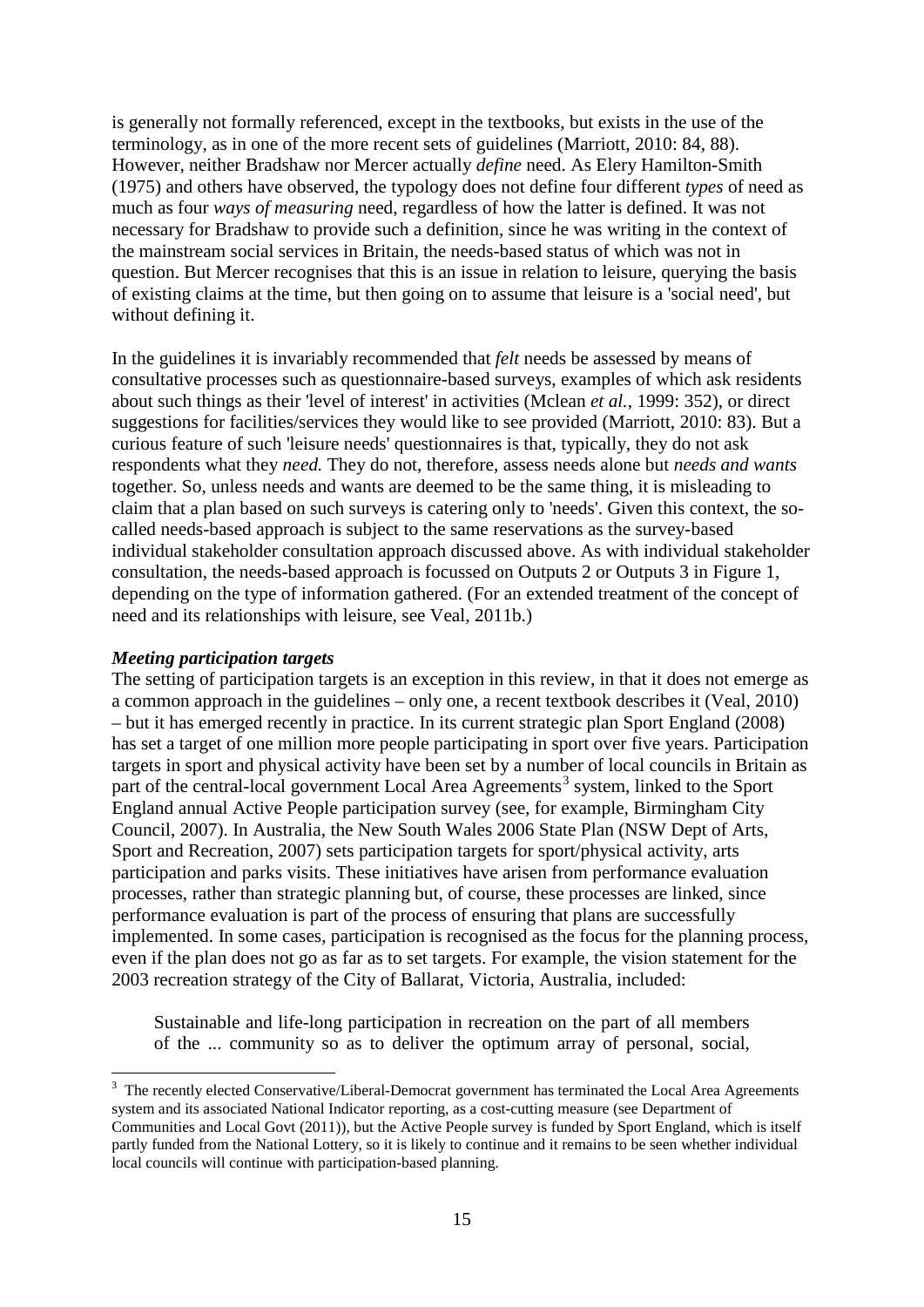is generally not formally referenced, except in the textbooks, but exists in the use of the terminology, as in one of the more recent sets of guidelines (Marriott, 2010: 84, 88). However, neither Bradshaw nor Mercer actually *define* need. As Elery Hamilton-Smith (1975) and others have observed, the typology does not define four different *types* of need as much as four *ways of measuring* need, regardless of how the latter is defined. It was not necessary for Bradshaw to provide such a definition, since he was writing in the context of the mainstream social services in Britain, the needs-based status of which was not in question. But Mercer recognises that this is an issue in relation to leisure, querying the basis of existing claims at the time, but then going on to assume that leisure is a 'social need', but without defining it.

In the guidelines it is invariably recommended that *felt* needs be assessed by means of consultative processes such as questionnaire-based surveys, examples of which ask residents about such things as their 'level of interest' in activities (Mclean *et al.*, 1999: 352), or direct suggestions for facilities/services they would like to see provided (Marriott, 2010: 83). But a curious feature of such 'leisure needs' questionnaires is that, typically, they do not ask respondents what they *need.* They do not, therefore, assess needs alone but *needs and wants* together. So, unless needs and wants are deemed to be the same thing, it is misleading to claim that a plan based on such surveys is catering only to 'needs'. Given this context, the so-called needs-based approach is subject to the same reservations as the survey-based individual stakeholder consultation approach discussed above. As with individual stakeholder consultation, the needs-based approach is focussed on Outputs 2 or Outputs 3 in Figure 1, depending on the type of information gathered. (For an extended treatment of the concept of need and its relationships with leisure, see Veal, 2011b.)

***Meeting participation targets***

The setting of participation targets is an exception in this review, in that it does not emerge as a common approach in the guidelines – only one, a recent textbook describes it (Veal, 2010) – but it has emerged recently in practice. In its current strategic plan Sport England (2008) has set a target of one million more people participating in sport over five years. Participation targets in sport and physical activity have been set by a number of local councils in Britain as part of the central-local government Local Area Agreements[3] system, linked to the Sport England annual Active People participation survey (see, for example, Birmingham City Council, 2007). In Australia, the New South Wales 2006 State Plan (NSW Dept of Arts, Sport and Recreation, 2007) sets participation targets for sport/physical activity, arts participation and parks visits. These initiatives have arisen from performance evaluation processes, rather than strategic planning but, of course, these processes are linked, since performance evaluation is part of the process of ensuring that plans are successfully implemented. In some cases, participation is recognised as the focus for the planning process, even if the plan does not go as far as to set targets. For example, the vision statement for the 2003 recreation strategy of the City of Ballarat, Victoria, Australia, included:

> Sustainable and life-long participation in recreation on the part of all members of the ... community so as to deliver the optimum array of personal, social,

[3] The recently elected Conservative/Liberal-Democrat government has terminated the Local Area Agreements system and its associated National Indicator reporting, as a cost-cutting measure (see Department of Communities and Local Govt (2011)), but the Active People survey is funded by Sport England, which is itself partly funded from the National Lottery, so it is likely to continue and it remains to be seen whether individual local councils will continue with participation-based planning.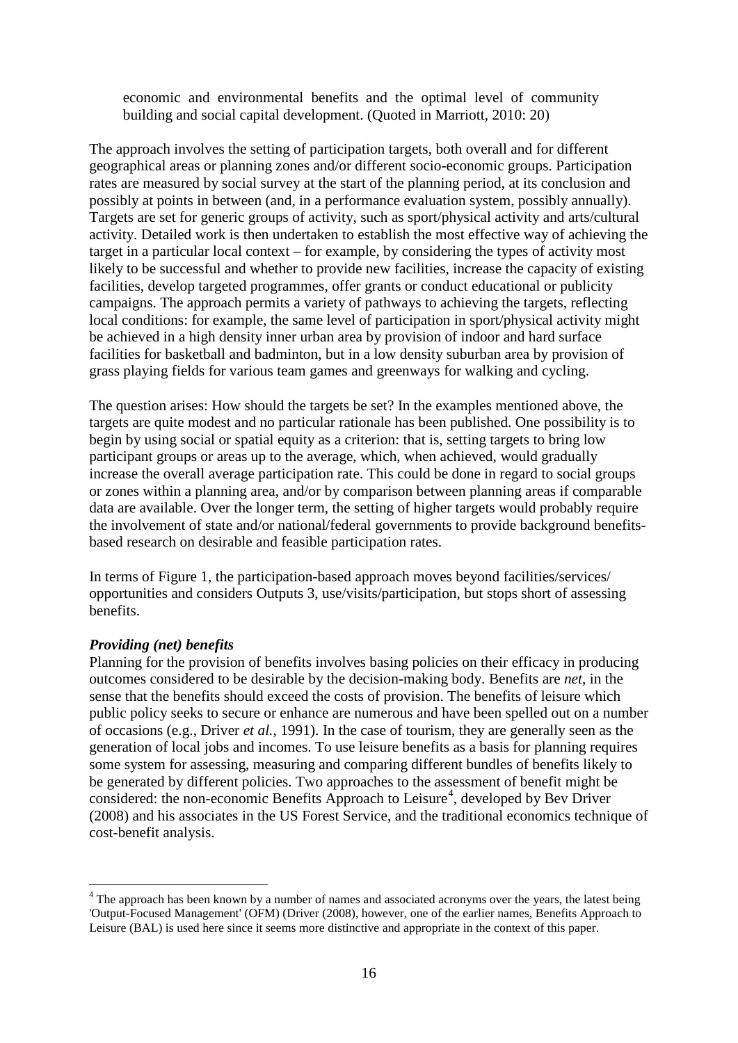> economic and environmental benefits and the optimal level of community building and social capital development. (Quoted in Marriott, 2010: 20)

The approach involves the setting of participation targets, both overall and for different geographical areas or planning zones and/or different socio-economic groups. Participation rates are measured by social survey at the start of the planning period, at its conclusion and possibly at points in between (and, in a performance evaluation system, possibly annually). Targets are set for generic groups of activity, such as sport/physical activity and arts/cultural activity. Detailed work is then undertaken to establish the most effective way of achieving the target in a particular local context – for example, by considering the types of activity most likely to be successful and whether to provide new facilities, increase the capacity of existing facilities, develop targeted programmes, offer grants or conduct educational or publicity campaigns. The approach permits a variety of pathways to achieving the targets, reflecting local conditions: for example, the same level of participation in sport/physical activity might be achieved in a high density inner urban area by provision of indoor and hard surface facilities for basketball and badminton, but in a low density suburban area by provision of grass playing fields for various team games and greenways for walking and cycling.

The question arises: How should the targets be set? In the examples mentioned above, the targets are quite modest and no particular rationale has been published. One possibility is to begin by using social or spatial equity as a criterion: that is, setting targets to bring low participant groups or areas up to the average, which, when achieved, would gradually increase the overall average participation rate. This could be done in regard to social groups or zones within a planning area, and/or by comparison between planning areas if comparable data are available. Over the longer term, the setting of higher targets would probably require the involvement of state and/or national/federal governments to provide background benefits-based research on desirable and feasible participation rates.

In terms of Figure 1, the participation-based approach moves beyond facilities/services/ opportunities and considers Outputs 3, use/visits/participation, but stops short of assessing benefits.

***Providing (net) benefits***

Planning for the provision of benefits involves basing policies on their efficacy in producing outcomes considered to be desirable by the decision-making body. Benefits are *net*, in the sense that the benefits should exceed the costs of provision. The benefits of leisure which public policy seeks to secure or enhance are numerous and have been spelled out on a number of occasions (e.g., Driver *et al.*, 1991). In the case of tourism, they are generally seen as the generation of local jobs and incomes. To use leisure benefits as a basis for planning requires some system for assessing, measuring and comparing different bundles of benefits likely to be generated by different policies. Two approaches to the assessment of benefit might be considered: the non-economic Benefits Approach to Leisure[4], developed by Bev Driver (2008) and his associates in the US Forest Service, and the traditional economics technique of cost-benefit analysis.

[4] The approach has been known by a number of names and associated acronyms over the years, the latest being 'Output-Focused Management' (OFM) (Driver (2008), however, one of the earlier names, Benefits Approach to Leisure (BAL) is used here since it seems more distinctive and appropriate in the context of this paper.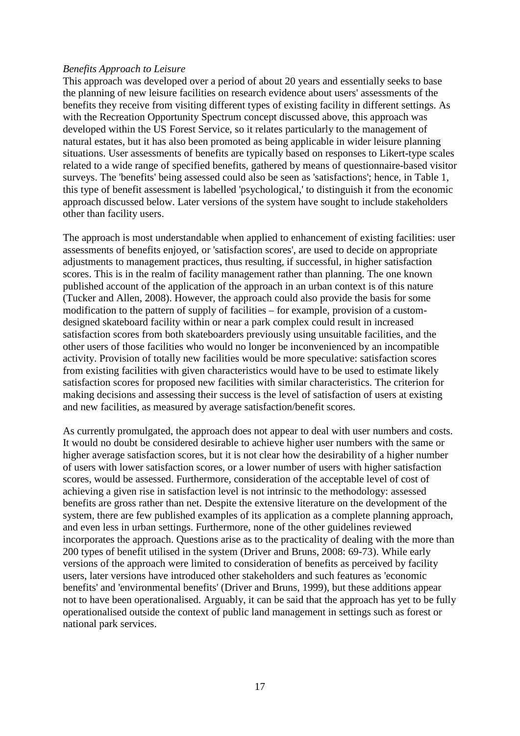*Benefits Approach to Leisure*

This approach was developed over a period of about 20 years and essentially seeks to base the planning of new leisure facilities on research evidence about users' assessments of the benefits they receive from visiting different types of existing facility in different settings. As with the Recreation Opportunity Spectrum concept discussed above, this approach was developed within the US Forest Service, so it relates particularly to the management of natural estates, but it has also been promoted as being applicable in wider leisure planning situations. User assessments of benefits are typically based on responses to Likert-type scales related to a wide range of specified benefits, gathered by means of questionnaire-based visitor surveys. The 'benefits' being assessed could also be seen as 'satisfactions'; hence, in Table 1, this type of benefit assessment is labelled 'psychological,' to distinguish it from the economic approach discussed below. Later versions of the system have sought to include stakeholders other than facility users.

The approach is most understandable when applied to enhancement of existing facilities: user assessments of benefits enjoyed, or 'satisfaction scores', are used to decide on appropriate adjustments to management practices, thus resulting, if successful, in higher satisfaction scores. This is in the realm of facility management rather than planning. The one known published account of the application of the approach in an urban context is of this nature (Tucker and Allen, 2008). However, the approach could also provide the basis for some modification to the pattern of supply of facilities – for example, provision of a custom-designed skateboard facility within or near a park complex could result in increased satisfaction scores from both skateboarders previously using unsuitable facilities, and the other users of those facilities who would no longer be inconvenienced by an incompatible activity. Provision of totally new facilities would be more speculative: satisfaction scores from existing facilities with given characteristics would have to be used to estimate likely satisfaction scores for proposed new facilities with similar characteristics. The criterion for making decisions and assessing their success is the level of satisfaction of users at existing and new facilities, as measured by average satisfaction/benefit scores.

As currently promulgated, the approach does not appear to deal with user numbers and costs. It would no doubt be considered desirable to achieve higher user numbers with the same or higher average satisfaction scores, but it is not clear how the desirability of a higher number of users with lower satisfaction scores, or a lower number of users with higher satisfaction scores, would be assessed. Furthermore, consideration of the acceptable level of cost of achieving a given rise in satisfaction level is not intrinsic to the methodology: assessed benefits are gross rather than net. Despite the extensive literature on the development of the system, there are few published examples of its application as a complete planning approach, and even less in urban settings. Furthermore, none of the other guidelines reviewed incorporates the approach. Questions arise as to the practicality of dealing with the more than 200 types of benefit utilised in the system (Driver and Bruns, 2008: 69-73). While early versions of the approach were limited to consideration of benefits as perceived by facility users, later versions have introduced other stakeholders and such features as 'economic benefits' and 'environmental benefits' (Driver and Bruns, 1999), but these additions appear not to have been operationalised. Arguably, it can be said that the approach has yet to be fully operationalised outside the context of public land management in settings such as forest or national park services.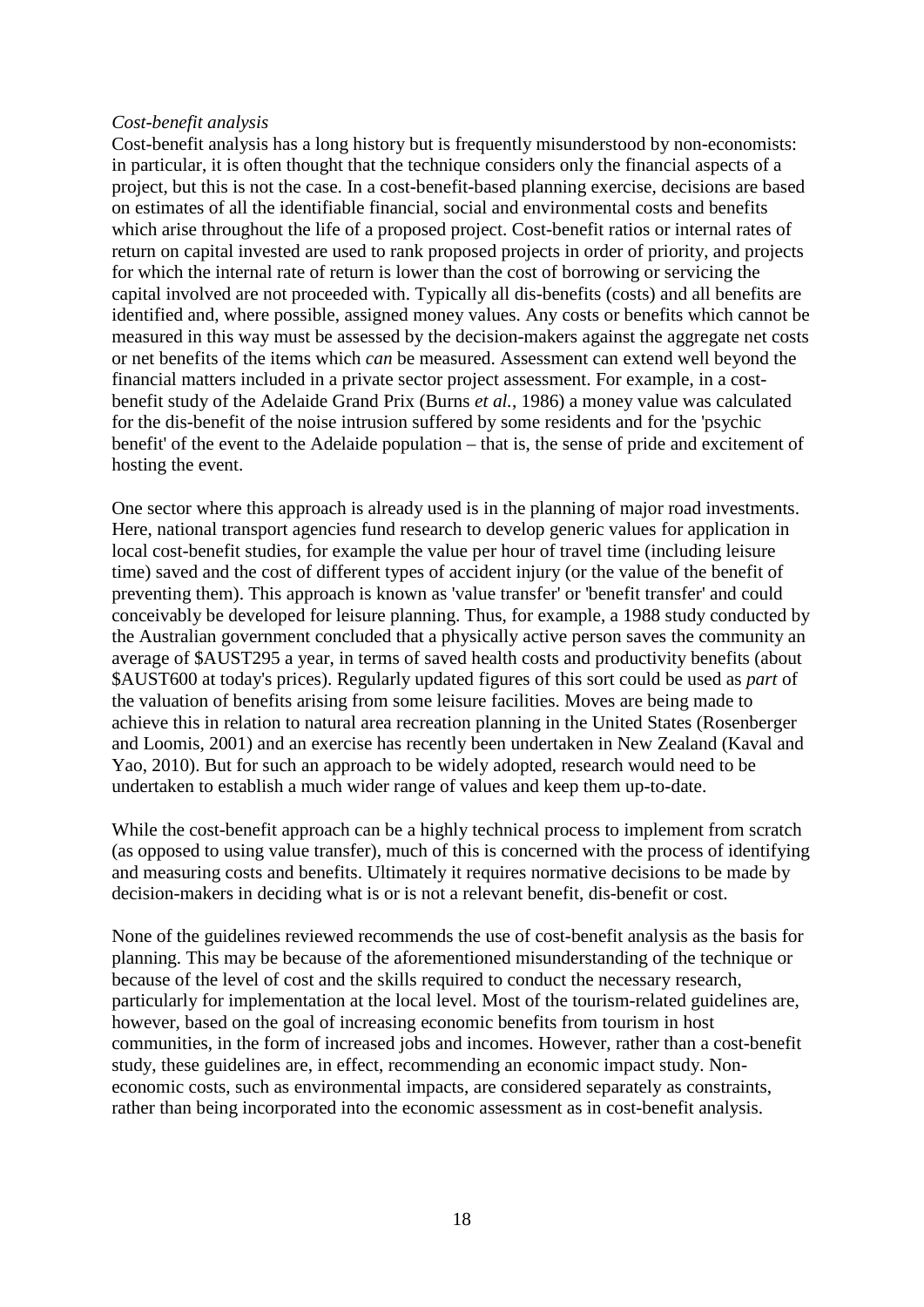*Cost-benefit analysis*

Cost-benefit analysis has a long history but is frequently misunderstood by non-economists: in particular, it is often thought that the technique considers only the financial aspects of a project, but this is not the case. In a cost-benefit-based planning exercise, decisions are based on estimates of all the identifiable financial, social and environmental costs and benefits which arise throughout the life of a proposed project. Cost-benefit ratios or internal rates of return on capital invested are used to rank proposed projects in order of priority, and projects for which the internal rate of return is lower than the cost of borrowing or servicing the capital involved are not proceeded with. Typically all dis-benefits (costs) and all benefits are identified and, where possible, assigned money values. Any costs or benefits which cannot be measured in this way must be assessed by the decision-makers against the aggregate net costs or net benefits of the items which *can* be measured. Assessment can extend well beyond the financial matters included in a private sector project assessment. For example, in a cost-benefit study of the Adelaide Grand Prix (Burns *et al.*, 1986) a money value was calculated for the dis-benefit of the noise intrusion suffered by some residents and for the 'psychic benefit' of the event to the Adelaide population – that is, the sense of pride and excitement of hosting the event.

One sector where this approach is already used is in the planning of major road investments. Here, national transport agencies fund research to develop generic values for application in local cost-benefit studies, for example the value per hour of travel time (including leisure time) saved and the cost of different types of accident injury (or the value of the benefit of preventing them). This approach is known as 'value transfer' or 'benefit transfer' and could conceivably be developed for leisure planning. Thus, for example, a 1988 study conducted by the Australian government concluded that a physically active person saves the community an average of $AUST295 a year, in terms of saved health costs and productivity benefits (about $AUST600 at today's prices). Regularly updated figures of this sort could be used as *part* of the valuation of benefits arising from some leisure facilities. Moves are being made to achieve this in relation to natural area recreation planning in the United States (Rosenberger and Loomis, 2001) and an exercise has recently been undertaken in New Zealand (Kaval and Yao, 2010). But for such an approach to be widely adopted, research would need to be undertaken to establish a much wider range of values and keep them up-to-date.

While the cost-benefit approach can be a highly technical process to implement from scratch (as opposed to using value transfer), much of this is concerned with the process of identifying and measuring costs and benefits. Ultimately it requires normative decisions to be made by decision-makers in deciding what is or is not a relevant benefit, dis-benefit or cost.

None of the guidelines reviewed recommends the use of cost-benefit analysis as the basis for planning. This may be because of the aforementioned misunderstanding of the technique or because of the level of cost and the skills required to conduct the necessary research, particularly for implementation at the local level. Most of the tourism-related guidelines are, however, based on the goal of increasing economic benefits from tourism in host communities, in the form of increased jobs and incomes. However, rather than a cost-benefit study, these guidelines are, in effect, recommending an economic impact study. Non-economic costs, such as environmental impacts, are considered separately as constraints, rather than being incorporated into the economic assessment as in cost-benefit analysis.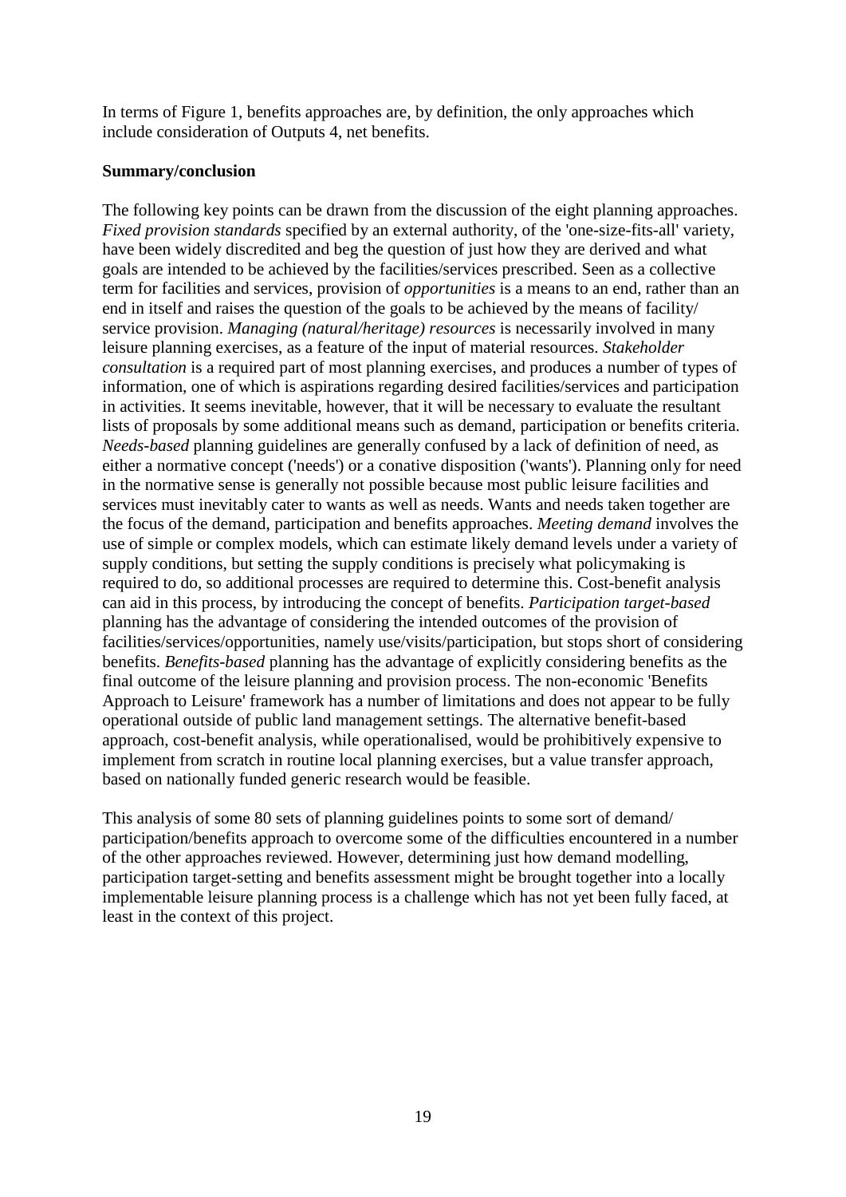In terms of Figure 1, benefits approaches are, by definition, the only approaches which include consideration of Outputs 4, net benefits.

**Summary/conclusion**

The following key points can be drawn from the discussion of the eight planning approaches. *Fixed provision standards* specified by an external authority, of the 'one-size-fits-all' variety, have been widely discredited and beg the question of just how they are derived and what goals are intended to be achieved by the facilities/services prescribed. Seen as a collective term for facilities and services, provision of *opportunities* is a means to an end, rather than an end in itself and raises the question of the goals to be achieved by the means of facility/ service provision. *Managing (natural/heritage) resources* is necessarily involved in many leisure planning exercises, as a feature of the input of material resources. *Stakeholder consultation* is a required part of most planning exercises, and produces a number of types of information, one of which is aspirations regarding desired facilities/services and participation in activities. It seems inevitable, however, that it will be necessary to evaluate the resultant lists of proposals by some additional means such as demand, participation or benefits criteria. *Needs-based* planning guidelines are generally confused by a lack of definition of need, as either a normative concept ('needs') or a conative disposition ('wants'). Planning only for need in the normative sense is generally not possible because most public leisure facilities and services must inevitably cater to wants as well as needs. Wants and needs taken together are the focus of the demand, participation and benefits approaches. *Meeting demand* involves the use of simple or complex models, which can estimate likely demand levels under a variety of supply conditions, but setting the supply conditions is precisely what policymaking is required to do, so additional processes are required to determine this. Cost-benefit analysis can aid in this process, by introducing the concept of benefits. *Participation target-based* planning has the advantage of considering the intended outcomes of the provision of facilities/services/opportunities, namely use/visits/participation, but stops short of considering benefits. *Benefits-based* planning has the advantage of explicitly considering benefits as the final outcome of the leisure planning and provision process. The non-economic 'Benefits Approach to Leisure' framework has a number of limitations and does not appear to be fully operational outside of public land management settings. The alternative benefit-based approach, cost-benefit analysis, while operationalised, would be prohibitively expensive to implement from scratch in routine local planning exercises, but a value transfer approach, based on nationally funded generic research would be feasible.

This analysis of some 80 sets of planning guidelines points to some sort of demand/ participation/benefits approach to overcome some of the difficulties encountered in a number of the other approaches reviewed. However, determining just how demand modelling, participation target-setting and benefits assessment might be brought together into a locally implementable leisure planning process is a challenge which has not yet been fully faced, at least in the context of this project.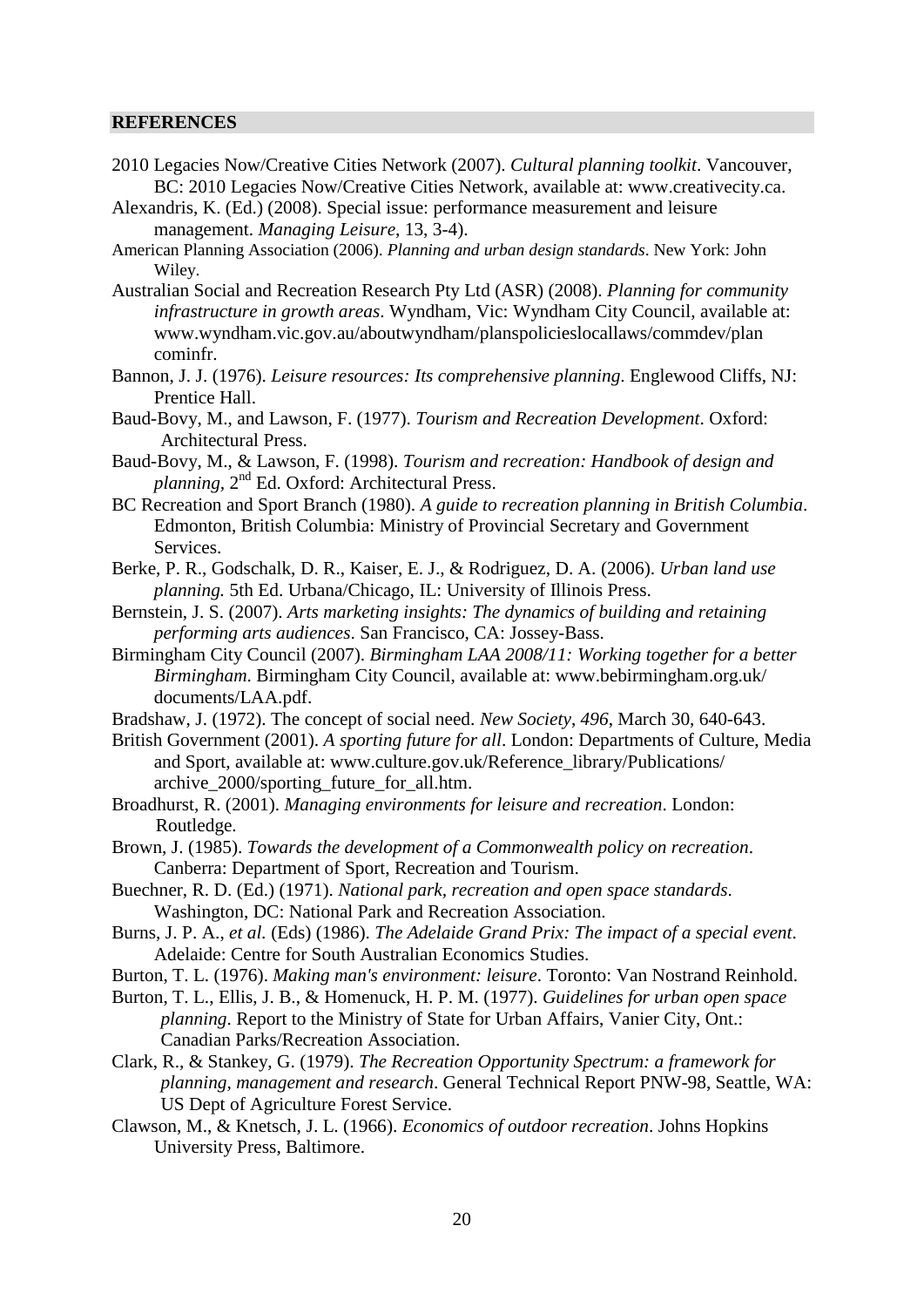## REFERENCES

2010 Legacies Now/Creative Cities Network (2007). *Cultural planning toolkit*. Vancouver, BC: 2010 Legacies Now/Creative Cities Network, available at: www.creativecity.ca.

Alexandris, K. (Ed.) (2008). Special issue: performance measurement and leisure management. *Managing Leisure*, 13, 3-4).

American Planning Association (2006). *Planning and urban design standards*. New York: John Wiley.

Australian Social and Recreation Research Pty Ltd (ASR) (2008). *Planning for community infrastructure in growth areas*. Wyndham, Vic: Wyndham City Council, available at: www.wyndham.vic.gov.au/aboutwyndham/planspolicieslocallaws/commdev/plancominfr.

Bannon, J. J. (1976). *Leisure resources: Its comprehensive planning*. Englewood Cliffs, NJ: Prentice Hall.

Baud-Bovy, M., and Lawson, F. (1977). *Tourism and Recreation Development*. Oxford: Architectural Press.

Baud-Bovy, M., & Lawson, F. (1998). *Tourism and recreation: Handbook of design and planning*, 2nd Ed. Oxford: Architectural Press.

BC Recreation and Sport Branch (1980). *A guide to recreation planning in British Columbia*. Edmonton, British Columbia: Ministry of Provincial Secretary and Government Services.

Berke, P. R., Godschalk, D. R., Kaiser, E. J., & Rodriguez, D. A. (2006). *Urban land use planning.* 5th Ed. Urbana/Chicago, IL: University of Illinois Press.

Bernstein, J. S. (2007). *Arts marketing insights: The dynamics of building and retaining performing arts audiences*. San Francisco, CA: Jossey-Bass.

Birmingham City Council (2007). *Birmingham LAA 2008/11: Working together for a better Birmingham*. Birmingham City Council, available at: www.bebirmingham.org.uk/documents/LAA.pdf.

Bradshaw, J. (1972). The concept of social need. *New Society*, *496*, March 30, 640-643.

British Government (2001). *A sporting future for all*. London: Departments of Culture, Media and Sport, available at: www.culture.gov.uk/Reference_library/Publications/archive_2000/sporting_future_for_all.htm.

Broadhurst, R. (2001). *Managing environments for leisure and recreation*. London: Routledge.

Brown, J. (1985). *Towards the development of a Commonwealth policy on recreation*. Canberra: Department of Sport, Recreation and Tourism.

Buechner, R. D. (Ed.) (1971). *National park, recreation and open space standards*. Washington, DC: National Park and Recreation Association.

Burns, J. P. A., *et al.* (Eds) (1986). *The Adelaide Grand Prix: The impact of a special event*. Adelaide: Centre for South Australian Economics Studies.

Burton, T. L. (1976). *Making man's environment: leisure*. Toronto: Van Nostrand Reinhold.

Burton, T. L., Ellis, J. B., & Homenuck, H. P. M. (1977). *Guidelines for urban open space planning*. Report to the Ministry of State for Urban Affairs, Vanier City, Ont.: Canadian Parks/Recreation Association.

Clark, R., & Stankey, G. (1979). *The Recreation Opportunity Spectrum: a framework for planning, management and research*. General Technical Report PNW-98, Seattle, WA: US Dept of Agriculture Forest Service.

Clawson, M., & Knetsch, J. L. (1966). *Economics of outdoor recreation*. Johns Hopkins University Press, Baltimore.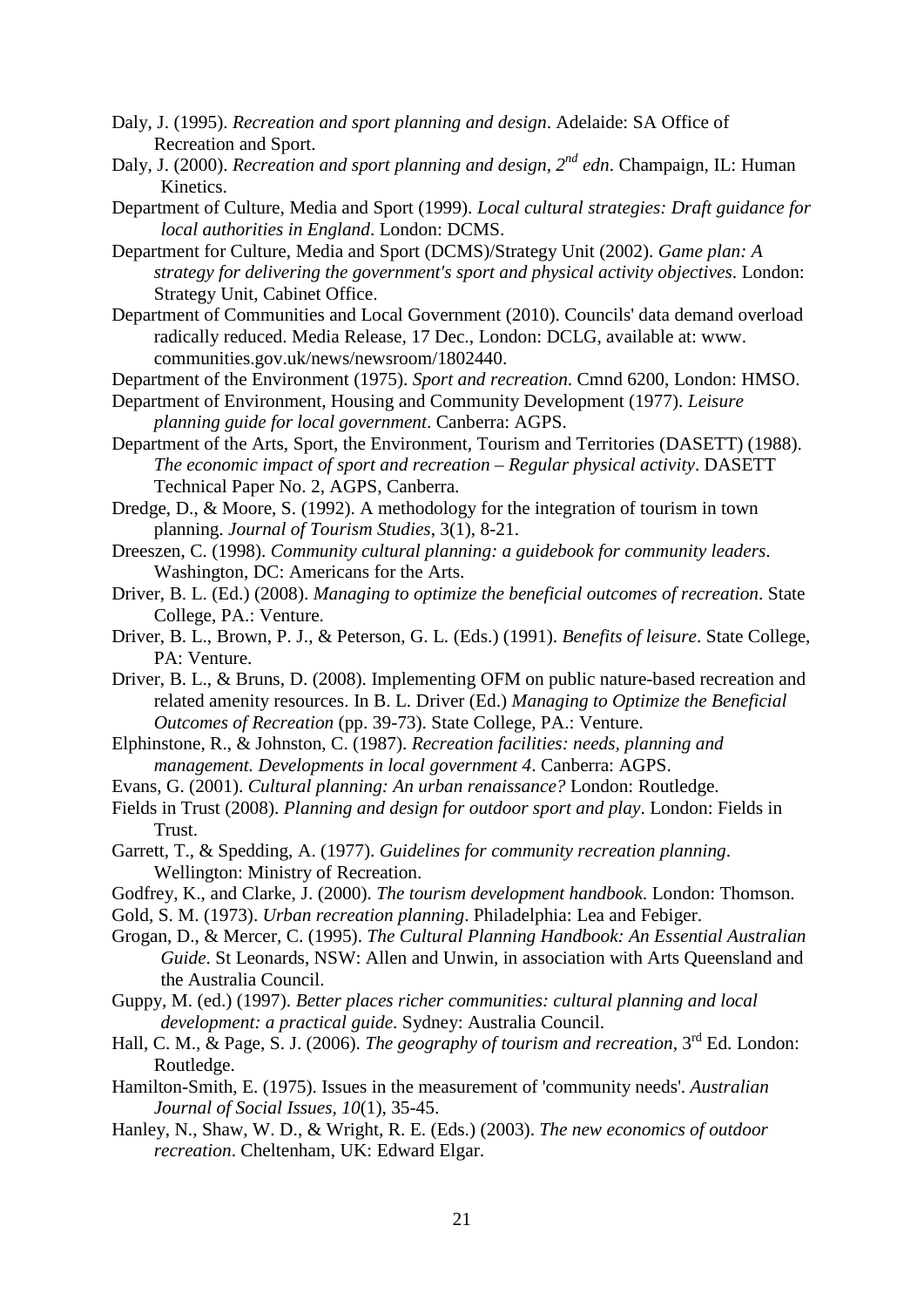Daly, J. (1995). *Recreation and sport planning and design*. Adelaide: SA Office of Recreation and Sport.

Daly, J. (2000). *Recreation and sport planning and design, 2nd edn*. Champaign, IL: Human Kinetics.

Department of Culture, Media and Sport (1999). *Local cultural strategies: Draft guidance for local authorities in England*. London: DCMS.

Department for Culture, Media and Sport (DCMS)/Strategy Unit (2002). *Game plan: A strategy for delivering the government's sport and physical activity objectives*. London: Strategy Unit, Cabinet Office.

Department of Communities and Local Government (2010). Councils' data demand overload radically reduced. Media Release, 17 Dec., London: DCLG, available at: www. communities.gov.uk/news/newsroom/1802440.

Department of the Environment (1975). *Sport and recreation*. Cmnd 6200, London: HMSO.

Department of Environment, Housing and Community Development (1977). *Leisure planning guide for local government*. Canberra: AGPS.

Department of the Arts, Sport, the Environment, Tourism and Territories (DASETT) (1988). *The economic impact of sport and recreation – Regular physical activity*. DASETT Technical Paper No. 2, AGPS, Canberra.

Dredge, D., & Moore, S. (1992). A methodology for the integration of tourism in town planning. *Journal of Tourism Studies*, 3(1), 8-21.

Dreeszen, C. (1998). *Community cultural planning: a guidebook for community leaders*. Washington, DC: Americans for the Arts.

Driver, B. L. (Ed.) (2008). *Managing to optimize the beneficial outcomes of recreation*. State College, PA.: Venture.

Driver, B. L., Brown, P. J., & Peterson, G. L. (Eds.) (1991). *Benefits of leisure*. State College, PA: Venture.

Driver, B. L., & Bruns, D. (2008). Implementing OFM on public nature-based recreation and related amenity resources. In B. L. Driver (Ed.) *Managing to Optimize the Beneficial Outcomes of Recreation* (pp. 39-73). State College, PA.: Venture.

Elphinstone, R., & Johnston, C. (1987). *Recreation facilities: needs, planning and management. Developments in local government 4*. Canberra: AGPS.

Evans, G. (2001). *Cultural planning: An urban renaissance?* London: Routledge.

Fields in Trust (2008). *Planning and design for outdoor sport and play*. London: Fields in Trust.

Garrett, T., & Spedding, A. (1977). *Guidelines for community recreation planning*. Wellington: Ministry of Recreation.

Godfrey, K., and Clarke, J. (2000). *The tourism development handbook*. London: Thomson.

Gold, S. M. (1973). *Urban recreation planning*. Philadelphia: Lea and Febiger.

Grogan, D., & Mercer, C. (1995). *The Cultural Planning Handbook: An Essential Australian Guide*. St Leonards, NSW: Allen and Unwin, in association with Arts Queensland and the Australia Council.

Guppy, M. (ed.) (1997). *Better places richer communities: cultural planning and local development: a practical guide*. Sydney: Australia Council.

Hall, C. M., & Page, S. J. (2006). *The geography of tourism and recreation*, 3rd Ed. London: Routledge.

Hamilton-Smith, E. (1975). Issues in the measurement of 'community needs'. *Australian Journal of Social Issues*, *10*(1), 35-45.

Hanley, N., Shaw, W. D., & Wright, R. E. (Eds.) (2003). *The new economics of outdoor recreation*. Cheltenham, UK: Edward Elgar.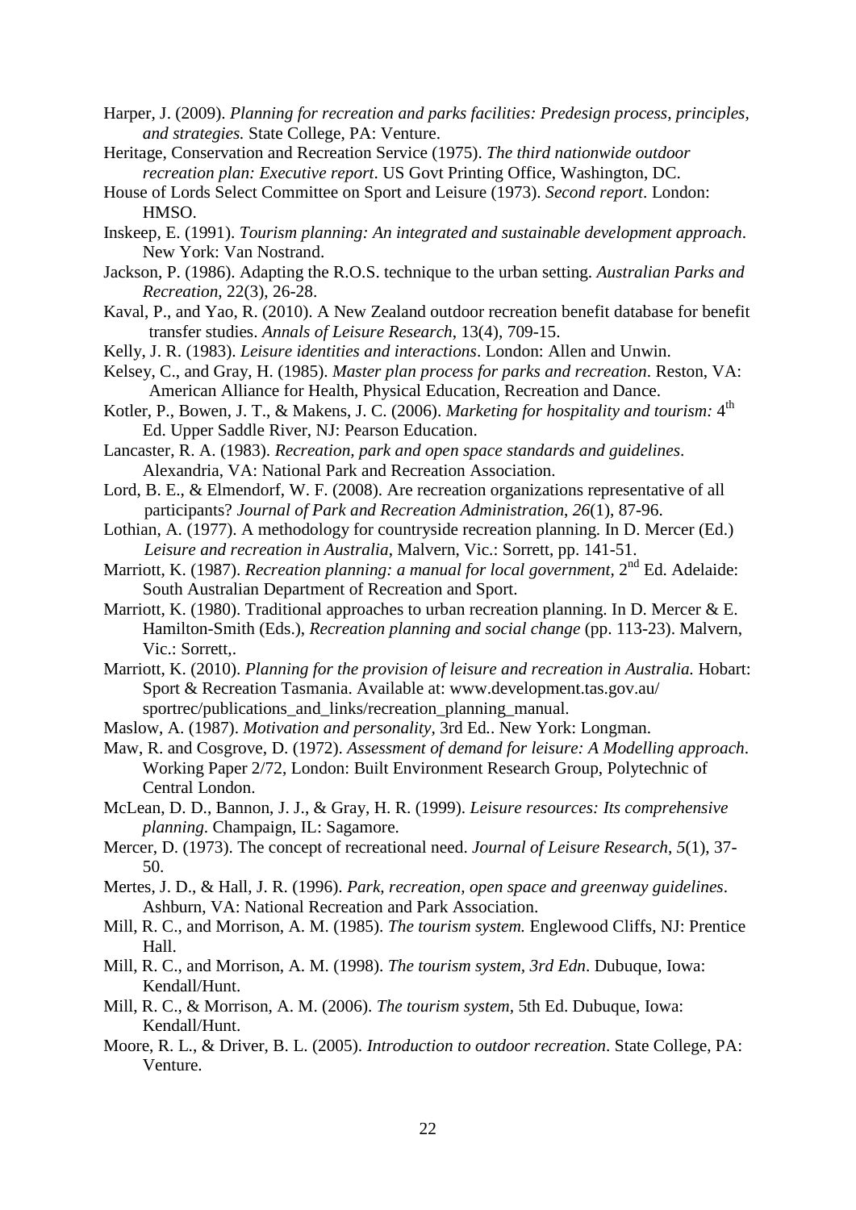Harper, J. (2009). *Planning for recreation and parks facilities: Predesign process, principles, and strategies.* State College, PA: Venture.

Heritage, Conservation and Recreation Service (1975). *The third nationwide outdoor recreation plan: Executive report*. US Govt Printing Office, Washington, DC.

House of Lords Select Committee on Sport and Leisure (1973). *Second report*. London: HMSO.

Inskeep, E. (1991). *Tourism planning: An integrated and sustainable development approach*. New York: Van Nostrand.

Jackson, P. (1986). Adapting the R.O.S. technique to the urban setting. *Australian Parks and Recreation*, 22(3), 26-28.

Kaval, P., and Yao, R. (2010). A New Zealand outdoor recreation benefit database for benefit transfer studies. *Annals of Leisure Research*, 13(4), 709-15.

Kelly, J. R. (1983). *Leisure identities and interactions*. London: Allen and Unwin.

Kelsey, C., and Gray, H. (1985). *Master plan process for parks and recreation*. Reston, VA: American Alliance for Health, Physical Education, Recreation and Dance.

Kotler, P., Bowen, J. T., & Makens, J. C. (2006). *Marketing for hospitality and tourism:* 4th Ed. Upper Saddle River, NJ: Pearson Education.

Lancaster, R. A. (1983). *Recreation, park and open space standards and guidelines*. Alexandria, VA: National Park and Recreation Association.

Lord, B. E., & Elmendorf, W. F. (2008). Are recreation organizations representative of all participants? *Journal of Park and Recreation Administration, 26*(1), 87-96.

Lothian, A. (1977). A methodology for countryside recreation planning. In D. Mercer (Ed.) *Leisure and recreation in Australia*, Malvern, Vic.: Sorrett, pp. 141-51.

Marriott, K. (1987). *Recreation planning: a manual for local government*, 2nd Ed. Adelaide: South Australian Department of Recreation and Sport.

Marriott, K. (1980). Traditional approaches to urban recreation planning. In D. Mercer & E. Hamilton-Smith (Eds.), *Recreation planning and social change* (pp. 113-23). Malvern, Vic.: Sorrett,.

Marriott, K. (2010). *Planning for the provision of leisure and recreation in Australia.* Hobart: Sport & Recreation Tasmania. Available at: www.development.tas.gov.au/ sportrec/publications_and_links/recreation_planning_manual.

Maslow, A. (1987). *Motivation and personality*, 3rd Ed.. New York: Longman.

Maw, R. and Cosgrove, D. (1972). *Assessment of demand for leisure: A Modelling approach*. Working Paper 2/72, London: Built Environment Research Group, Polytechnic of Central London.

McLean, D. D., Bannon, J. J., & Gray, H. R. (1999). *Leisure resources: Its comprehensive planning*. Champaign, IL: Sagamore.

Mercer, D. (1973). The concept of recreational need. *Journal of Leisure Research*, *5*(1), 37-50.

Mertes, J. D., & Hall, J. R. (1996). *Park, recreation, open space and greenway guidelines*. Ashburn, VA: National Recreation and Park Association.

Mill, R. C., and Morrison, A. M. (1985). *The tourism system.* Englewood Cliffs, NJ: Prentice Hall.

Mill, R. C., and Morrison, A. M. (1998). *The tourism system, 3rd Edn*. Dubuque, Iowa: Kendall/Hunt.

Mill, R. C., & Morrison, A. M. (2006). *The tourism system*, 5th Ed. Dubuque, Iowa: Kendall/Hunt.

Moore, R. L., & Driver, B. L. (2005). *Introduction to outdoor recreation*. State College, PA: Venture.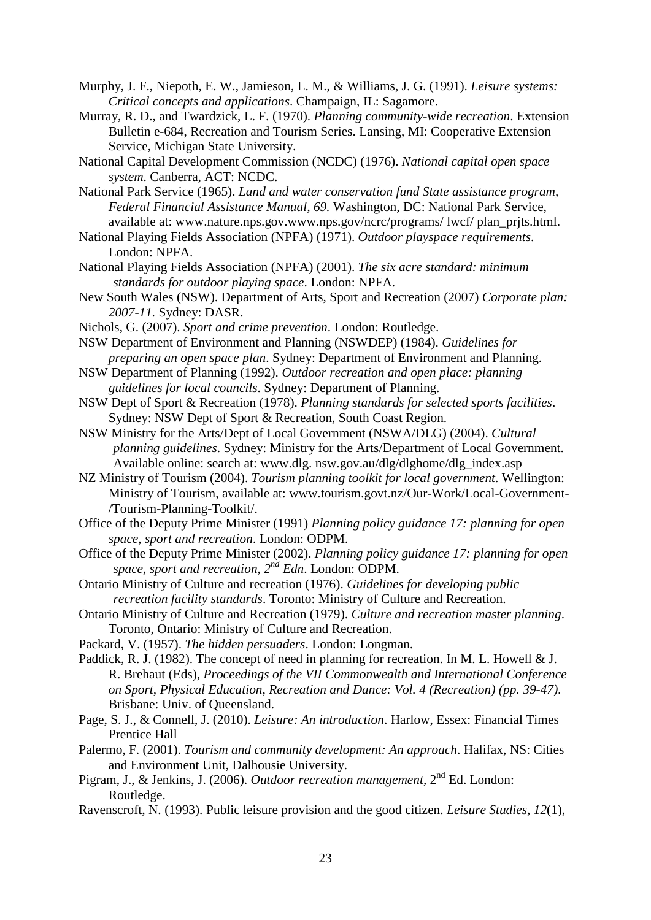Murphy, J. F., Niepoth, E. W., Jamieson, L. M., & Williams, J. G. (1991). *Leisure systems: Critical concepts and applications*. Champaign, IL: Sagamore.

Murray, R. D., and Twardzick, L. F. (1970). *Planning community-wide recreation*. Extension Bulletin e-684, Recreation and Tourism Series. Lansing, MI: Cooperative Extension Service, Michigan State University.

National Capital Development Commission (NCDC) (1976). *National capital open space system*. Canberra, ACT: NCDC.

National Park Service (1965). *Land and water conservation fund State assistance program, Federal Financial Assistance Manual, 69.* Washington, DC: National Park Service, available at: www.nature.nps.gov.www.nps.gov/ncrc/programs/ lwcf/ plan_prjts.html.

National Playing Fields Association (NPFA) (1971). *Outdoor playspace requirements*. London: NPFA.

National Playing Fields Association (NPFA) (2001). *The six acre standard: minimum standards for outdoor playing space*. London: NPFA.

New South Wales (NSW). Department of Arts, Sport and Recreation (2007) *Corporate plan: 2007-11.* Sydney: DASR.

Nichols, G. (2007). *Sport and crime prevention*. London: Routledge.

NSW Department of Environment and Planning (NSWDEP) (1984). *Guidelines for preparing an open space plan*. Sydney: Department of Environment and Planning.

NSW Department of Planning (1992). *Outdoor recreation and open place: planning guidelines for local councils*. Sydney: Department of Planning.

NSW Dept of Sport & Recreation (1978). *Planning standards for selected sports facilities*. Sydney: NSW Dept of Sport & Recreation, South Coast Region.

NSW Ministry for the Arts/Dept of Local Government (NSWA/DLG) (2004). *Cultural planning guidelines*. Sydney: Ministry for the Arts/Department of Local Government. Available online: search at: www.dlg. nsw.gov.au/dlg/dlghome/dlg_index.asp

NZ Ministry of Tourism (2004). *Tourism planning toolkit for local government*. Wellington: Ministry of Tourism, available at: www.tourism.govt.nz/Our-Work/Local-Government-/Tourism-Planning-Toolkit/.

Office of the Deputy Prime Minister (1991) *Planning policy guidance 17: planning for open space, sport and recreation*. London: ODPM.

Office of the Deputy Prime Minister (2002). *Planning policy guidance 17: planning for open space, sport and recreation, 2nd Edn*. London: ODPM.

Ontario Ministry of Culture and recreation (1976). *Guidelines for developing public recreation facility standards*. Toronto: Ministry of Culture and Recreation.

Ontario Ministry of Culture and Recreation (1979). *Culture and recreation master planning*. Toronto, Ontario: Ministry of Culture and Recreation.

Packard, V. (1957). *The hidden persuaders*. London: Longman.

Paddick, R. J. (1982). The concept of need in planning for recreation. In M. L. Howell & J. R. Brehaut (Eds), *Proceedings of the VII Commonwealth and International Conference on Sport, Physical Education, Recreation and Dance: Vol. 4 (Recreation) (pp. 39-47)*. Brisbane: Univ. of Queensland.

Page, S. J., & Connell, J. (2010). *Leisure: An introduction*. Harlow, Essex: Financial Times Prentice Hall

Palermo, F. (2001). *Tourism and community development: An approach*. Halifax, NS: Cities and Environment Unit, Dalhousie University.

Pigram, J., & Jenkins, J. (2006). *Outdoor recreation management*, 2nd Ed. London: Routledge.

Ravenscroft, N. (1993). Public leisure provision and the good citizen. *Leisure Studies*, *12*(1),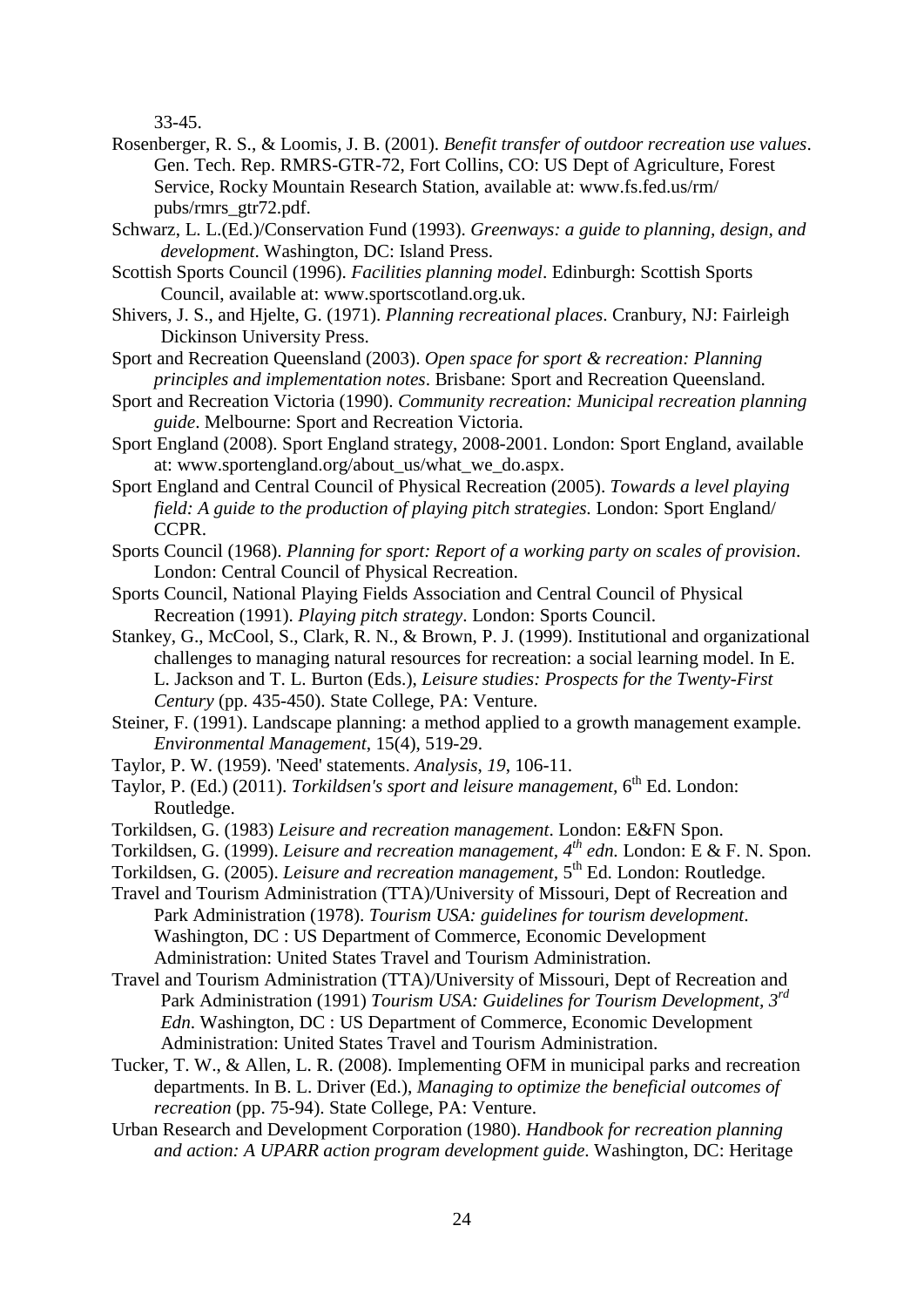33-45.

Rosenberger, R. S., & Loomis, J. B. (2001). *Benefit transfer of outdoor recreation use values*. Gen. Tech. Rep. RMRS-GTR-72, Fort Collins, CO: US Dept of Agriculture, Forest Service, Rocky Mountain Research Station, available at: www.fs.fed.us/rm/ pubs/rmrs_gtr72.pdf.

Schwarz, L. L.(Ed.)/Conservation Fund (1993). *Greenways: a guide to planning, design, and development*. Washington, DC: Island Press.

Scottish Sports Council (1996). *Facilities planning model*. Edinburgh: Scottish Sports Council, available at: www.sportscotland.org.uk.

Shivers, J. S., and Hjelte, G. (1971). *Planning recreational places*. Cranbury, NJ: Fairleigh Dickinson University Press.

Sport and Recreation Queensland (2003). *Open space for sport & recreation: Planning principles and implementation notes*. Brisbane: Sport and Recreation Queensland.

Sport and Recreation Victoria (1990). *Community recreation: Municipal recreation planning guide*. Melbourne: Sport and Recreation Victoria.

Sport England (2008). Sport England strategy, 2008-2001. London: Sport England, available at: www.sportengland.org/about_us/what_we_do.aspx.

Sport England and Central Council of Physical Recreation (2005). *Towards a level playing field: A guide to the production of playing pitch strategies.* London: Sport England/ CCPR.

Sports Council (1968). *Planning for sport: Report of a working party on scales of provision*. London: Central Council of Physical Recreation.

Sports Council, National Playing Fields Association and Central Council of Physical Recreation (1991). *Playing pitch strategy*. London: Sports Council.

Stankey, G., McCool, S., Clark, R. N., & Brown, P. J. (1999). Institutional and organizational challenges to managing natural resources for recreation: a social learning model. In E. L. Jackson and T. L. Burton (Eds.), *Leisure studies: Prospects for the Twenty-First Century* (pp. 435-450). State College, PA: Venture.

Steiner, F. (1991). Landscape planning: a method applied to a growth management example. *Environmental Management*, 15(4), 519-29.

Taylor, P. W. (1959). 'Need' statements. *Analysis*, *19*, 106-11.

Taylor, P. (Ed.) (2011). *Torkildsen's sport and leisure management*, 6th Ed. London: Routledge.

Torkildsen, G. (1983) *Leisure and recreation management*. London: E&FN Spon.

Torkildsen, G. (1999). *Leisure and recreation management, 4th edn.* London: E & F. N. Spon.

Torkildsen, G. (2005). *Leisure and recreation management*, 5th Ed. London: Routledge.

Travel and Tourism Administration (TTA)/University of Missouri, Dept of Recreation and Park Administration (1978). *Tourism USA: guidelines for tourism development*. Washington, DC : US Department of Commerce, Economic Development Administration: United States Travel and Tourism Administration.

Travel and Tourism Administration (TTA)/University of Missouri, Dept of Recreation and Park Administration (1991) *Tourism USA: Guidelines for Tourism Development, 3rd Edn*. Washington, DC : US Department of Commerce, Economic Development Administration: United States Travel and Tourism Administration.

Tucker, T. W., & Allen, L. R. (2008). Implementing OFM in municipal parks and recreation departments. In B. L. Driver (Ed.), *Managing to optimize the beneficial outcomes of recreation* (pp. 75-94). State College, PA: Venture.

Urban Research and Development Corporation (1980). *Handbook for recreation planning and action: A UPARR action program development guide*. Washington, DC: Heritage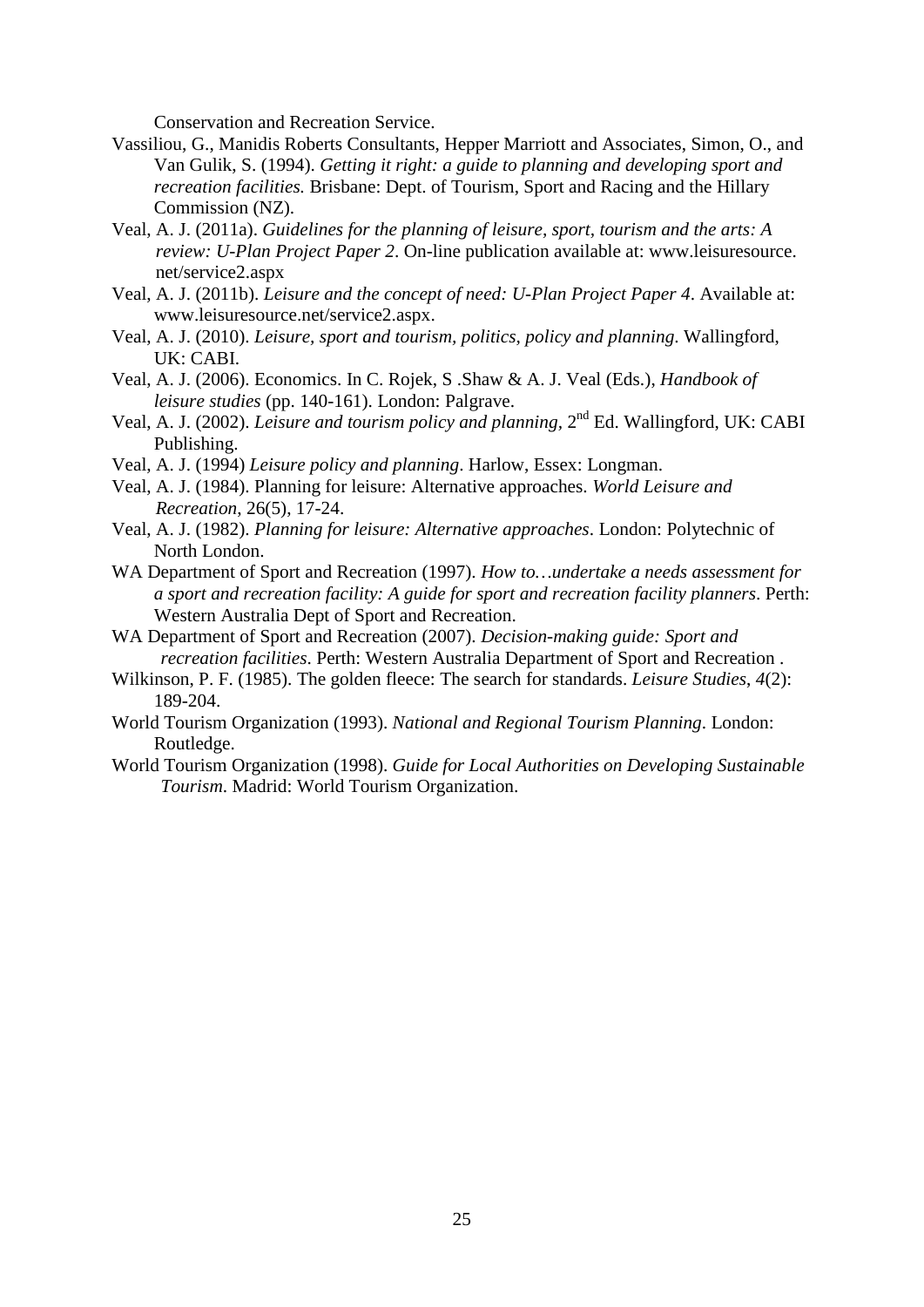Conservation and Recreation Service.

Vassiliou, G., Manidis Roberts Consultants, Hepper Marriott and Associates, Simon, O., and Van Gulik, S. (1994). *Getting it right: a guide to planning and developing sport and recreation facilities.* Brisbane: Dept. of Tourism, Sport and Racing and the Hillary Commission (NZ).

Veal, A. J. (2011a). *Guidelines for the planning of leisure, sport, tourism and the arts: A review: U-Plan Project Paper 2*. On-line publication available at: www.leisuresource.net/service2.aspx

Veal, A. J. (2011b). *Leisure and the concept of need: U-Plan Project Paper 4*. Available at: www.leisuresource.net/service2.aspx.

Veal, A. J. (2010). *Leisure, sport and tourism, politics, policy and planning*. Wallingford, UK: CABI.

Veal, A. J. (2006). Economics. In C. Rojek, S .Shaw & A. J. Veal (Eds.), *Handbook of leisure studies* (pp. 140-161). London: Palgrave.

Veal, A. J. (2002). *Leisure and tourism policy and planning*, 2nd Ed. Wallingford, UK: CABI Publishing.

Veal, A. J. (1994) *Leisure policy and planning*. Harlow, Essex: Longman.

Veal, A. J. (1984). Planning for leisure: Alternative approaches. *World Leisure and Recreation*, 26(5), 17-24.

Veal, A. J. (1982). *Planning for leisure: Alternative approaches*. London: Polytechnic of North London.

WA Department of Sport and Recreation (1997). *How to…undertake a needs assessment for a sport and recreation facility: A guide for sport and recreation facility planners*. Perth: Western Australia Dept of Sport and Recreation.

WA Department of Sport and Recreation (2007). *Decision-making guide: Sport and recreation facilities*. Perth: Western Australia Department of Sport and Recreation .

Wilkinson, P. F. (1985). The golden fleece: The search for standards. *Leisure Studies*, *4*(2): 189-204.

World Tourism Organization (1993). *National and Regional Tourism Planning*. London: Routledge.

World Tourism Organization (1998). *Guide for Local Authorities on Developing Sustainable Tourism*. Madrid: World Tourism Organization.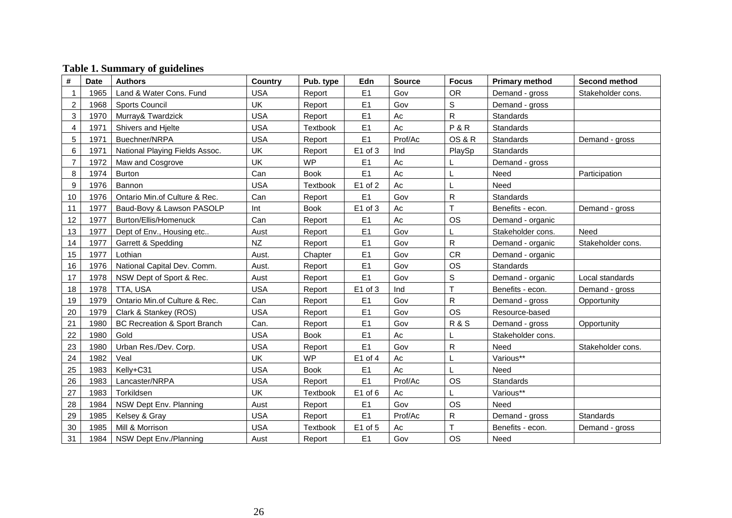**Table 1. Summary of guidelines**

| # | Date | Authors | Country | Pub. type | Edn | Source | Focus | Primary method | Second method |
|---|---|---|---|---|---|---|---|---|---|
| 1 | 1965 | Land & Water Cons. Fund | USA | Report | E1 | Gov | OR | Demand - gross | Stakeholder cons. |
| 2 | 1968 | Sports Council | UK | Report | E1 | Gov | S | Demand - gross | |
| 3 | 1970 | Murray& Twardzick | USA | Report | E1 | Ac | R | Standards | |
| 4 | 1971 | Shivers and Hjelte | USA | Textbook | E1 | Ac | P & R | Standards | |
| 5 | 1971 | Buechner/NRPA | USA | Report | E1 | Prof/Ac | OS & R | Standards | Demand - gross |
| 6 | 1971 | National Playing Fields Assoc. | UK | Report | E1 of 3 | Ind | PlaySp | Standards | |
| 7 | 1972 | Maw and Cosgrove | UK | WP | E1 | Ac | L | Demand - gross | |
| 8 | 1974 | Burton | Can | Book | E1 | Ac | L | Need | Participation |
| 9 | 1976 | Bannon | USA | Textbook | E1 of 2 | Ac | L | Need | |
| 10 | 1976 | Ontario Min.of Culture & Rec. | Can | Report | E1 | Gov | R | Standards | |
| 11 | 1977 | Baud-Bovy & Lawson PASOLP | Int | Book | E1 of 3 | Ac | T | Benefits - econ. | Demand - gross |
| 12 | 1977 | Burton/Ellis/Homenuck | Can | Report | E1 | Ac | OS | Demand - organic | |
| 13 | 1977 | Dept of Env., Housing etc.. | Aust | Report | E1 | Gov | L | Stakeholder cons. | Need |
| 14 | 1977 | Garrett & Spedding | NZ | Report | E1 | Gov | R | Demand - organic | Stakeholder cons. |
| 15 | 1977 | Lothian | Aust. | Chapter | E1 | Gov | CR | Demand - organic | |
| 16 | 1976 | National Capital Dev. Comm. | Aust. | Report | E1 | Gov | OS | Standards | |
| 17 | 1978 | NSW Dept of Sport & Rec. | Aust | Report | E1 | Gov | S | Demand - organic | Local standards |
| 18 | 1978 | TTA, USA | USA | Report | E1 of 3 | Ind | T | Benefits - econ. | Demand - gross |
| 19 | 1979 | Ontario Min.of Culture & Rec. | Can | Report | E1 | Gov | R | Demand - gross | Opportunity |
| 20 | 1979 | Clark & Stankey (ROS) | USA | Report | E1 | Gov | OS | Resource-based | |
| 21 | 1980 | BC Recreation & Sport Branch | Can. | Report | E1 | Gov | R & S | Demand - gross | Opportunity |
| 22 | 1980 | Gold | USA | Book | E1 | Ac | L | Stakeholder cons. | |
| 23 | 1980 | Urban Res./Dev. Corp. | USA | Report | E1 | Gov | R | Need | Stakeholder cons. |
| 24 | 1982 | Veal | UK | WP | E1 of 4 | Ac | L | Various** | |
| 25 | 1983 | Kelly+C31 | USA | Book | E1 | Ac | L | Need | |
| 26 | 1983 | Lancaster/NRPA | USA | Report | E1 | Prof/Ac | OS | Standards | |
| 27 | 1983 | Torkildsen | UK | Textbook | E1 of 6 | Ac | L | Various** | |
| 28 | 1984 | NSW Dept Env. Planning | Aust | Report | E1 | Gov | OS | Need | |
| 29 | 1985 | Kelsey & Gray | USA | Report | E1 | Prof/Ac | R | Demand - gross | Standards |
| 30 | 1985 | Mill & Morrison | USA | Textbook | E1 of 5 | Ac | T | Benefits - econ. | Demand - gross |
| 31 | 1984 | NSW Dept Env./Planning | Aust | Report | E1 | Gov | OS | Need | |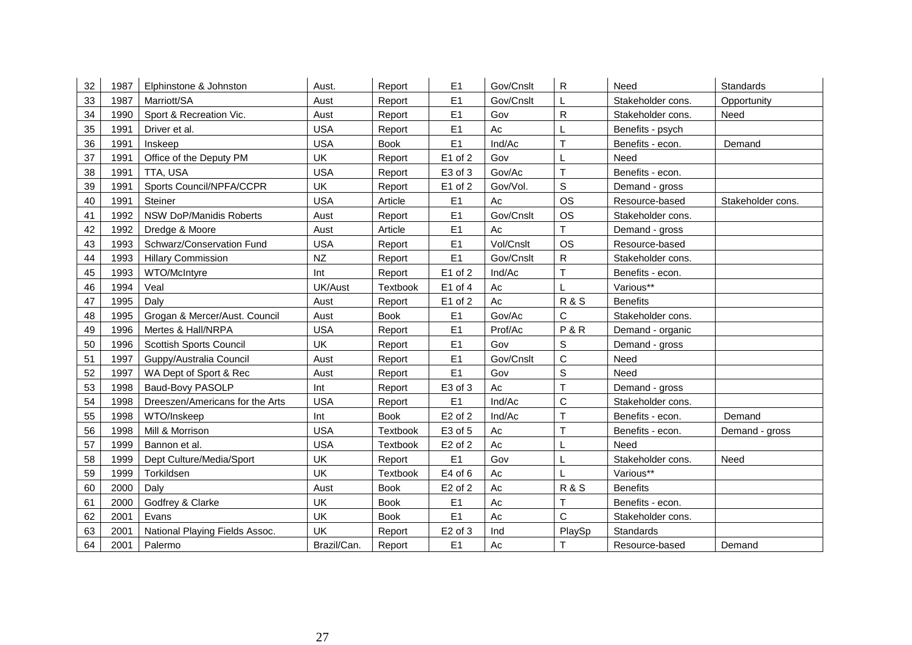| 32 | 1987 | Elphinstone & Johnston | Aust. | Report | E1 | Gov/Cnslt | R | Need | Standards |
|---|---|---|---|---|---|---|---|---|---|
| 33 | 1987 | Marriott/SA | Aust | Report | E1 | Gov/Cnslt | L | Stakeholder cons. | Opportunity |
| 34 | 1990 | Sport & Recreation Vic. | Aust | Report | E1 | Gov | R | Stakeholder cons. | Need |
| 35 | 1991 | Driver et al. | USA | Report | E1 | Ac | L | Benefits - psych | |
| 36 | 1991 | Inskeep | USA | Book | E1 | Ind/Ac | T | Benefits - econ. | Demand |
| 37 | 1991 | Office of the Deputy PM | UK | Report | E1 of 2 | Gov | L | Need | |
| 38 | 1991 | TTA, USA | USA | Report | E3 of 3 | Gov/Ac | T | Benefits - econ. | |
| 39 | 1991 | Sports Council/NPFA/CCPR | UK | Report | E1 of 2 | Gov/Vol. | S | Demand - gross | |
| 40 | 1991 | Steiner | USA | Article | E1 | Ac | OS | Resource-based | Stakeholder cons. |
| 41 | 1992 | NSW DoP/Manidis Roberts | Aust | Report | E1 | Gov/Cnslt | OS | Stakeholder cons. | |
| 42 | 1992 | Dredge & Moore | Aust | Article | E1 | Ac | T | Demand - gross | |
| 43 | 1993 | Schwarz/Conservation Fund | USA | Report | E1 | Vol/Cnslt | OS | Resource-based | |
| 44 | 1993 | Hillary Commission | NZ | Report | E1 | Gov/Cnslt | R | Stakeholder cons. | |
| 45 | 1993 | WTO/McIntyre | Int | Report | E1 of 2 | Ind/Ac | T | Benefits - econ. | |
| 46 | 1994 | Veal | UK/Aust | Textbook | E1 of 4 | Ac | L | Various** | |
| 47 | 1995 | Daly | Aust | Report | E1 of 2 | Ac | R & S | Benefits | |
| 48 | 1995 | Grogan & Mercer/Aust. Council | Aust | Book | E1 | Gov/Ac | C | Stakeholder cons. | |
| 49 | 1996 | Mertes & Hall/NRPA | USA | Report | E1 | Prof/Ac | P & R | Demand - organic | |
| 50 | 1996 | Scottish Sports Council | UK | Report | E1 | Gov | S | Demand - gross | |
| 51 | 1997 | Guppy/Australia Council | Aust | Report | E1 | Gov/Cnslt | C | Need | |
| 52 | 1997 | WA Dept of Sport & Rec | Aust | Report | E1 | Gov | S | Need | |
| 53 | 1998 | Baud-Bovy PASOLP | Int | Report | E3 of 3 | Ac | T | Demand - gross | |
| 54 | 1998 | Dreeszen/Americans for the Arts | USA | Report | E1 | Ind/Ac | C | Stakeholder cons. | |
| 55 | 1998 | WTO/Inskeep | Int | Book | E2 of 2 | Ind/Ac | T | Benefits - econ. | Demand |
| 56 | 1998 | Mill & Morrison | USA | Textbook | E3 of 5 | Ac | T | Benefits - econ. | Demand - gross |
| 57 | 1999 | Bannon et al. | USA | Textbook | E2 of 2 | Ac | L | Need | |
| 58 | 1999 | Dept Culture/Media/Sport | UK | Report | E1 | Gov | L | Stakeholder cons. | Need |
| 59 | 1999 | Torkildsen | UK | Textbook | E4 of 6 | Ac | L | Various** | |
| 60 | 2000 | Daly | Aust | Book | E2 of 2 | Ac | R & S | Benefits | |
| 61 | 2000 | Godfrey & Clarke | UK | Book | E1 | Ac | T | Benefits - econ. | |
| 62 | 2001 | Evans | UK | Book | E1 | Ac | C | Stakeholder cons. | |
| 63 | 2001 | National Playing Fields Assoc. | UK | Report | E2 of 3 | Ind | PlaySp | Standards | |
| 64 | 2001 | Palermo | Brazil/Can. | Report | E1 | Ac | T | Resource-based | Demand |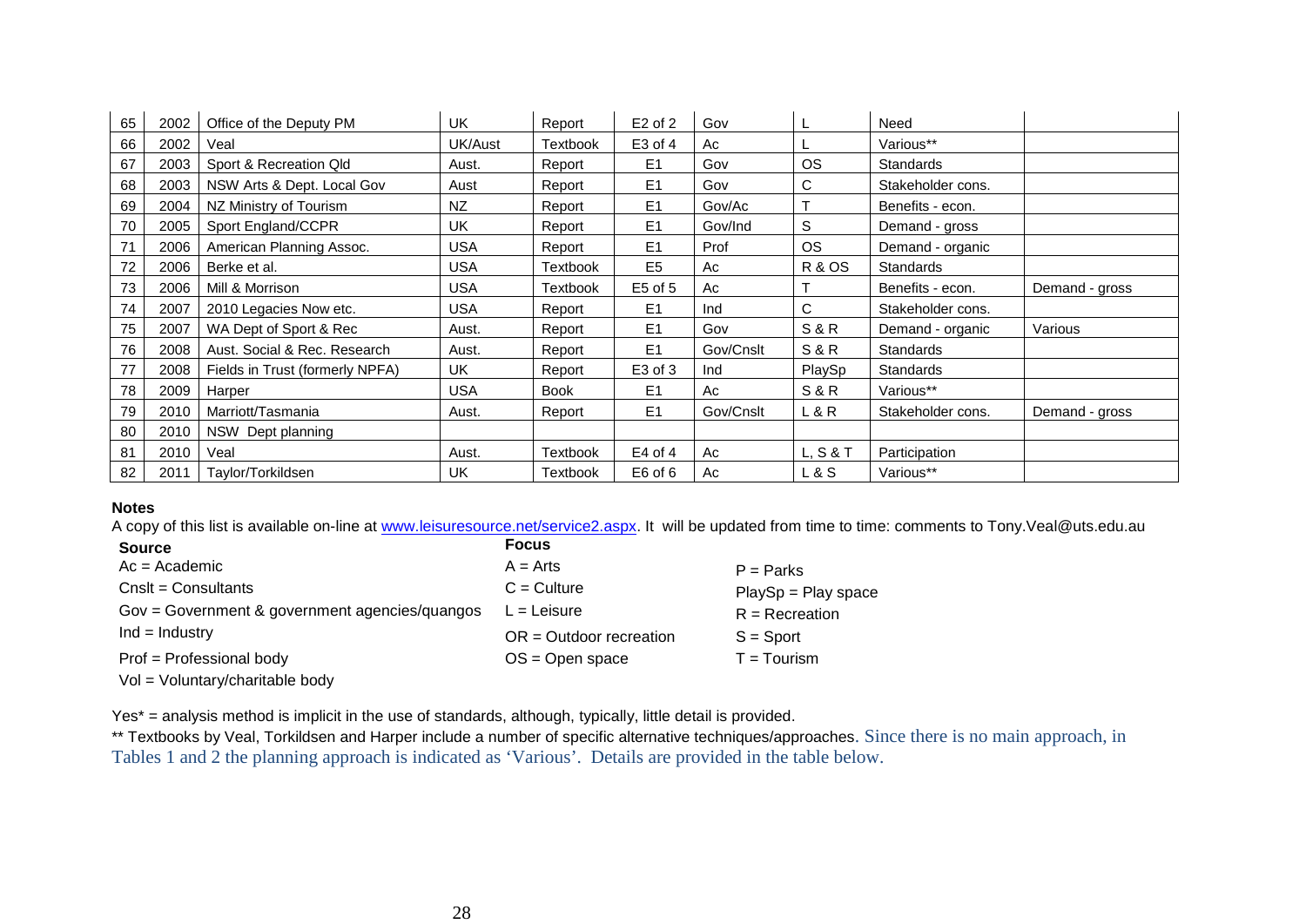| 65 | 2002 | Office of the Deputy PM | UK | Report | E2 of 2 | Gov | L | Need | |
|---|---|---|---|---|---|---|---|---|---|
| 66 | 2002 | Veal | UK/Aust | Textbook | E3 of 4 | Ac | L | Various** | |
| 67 | 2003 | Sport & Recreation Qld | Aust. | Report | E1 | Gov | OS | Standards | |
| 68 | 2003 | NSW Arts & Dept. Local Gov | Aust | Report | E1 | Gov | C | Stakeholder cons. | |
| 69 | 2004 | NZ Ministry of Tourism | NZ | Report | E1 | Gov/Ac | T | Benefits - econ. | |
| 70 | 2005 | Sport England/CCPR | UK | Report | E1 | Gov/Ind | S | Demand - gross | |
| 71 | 2006 | American Planning Assoc. | USA | Report | E1 | Prof | OS | Demand - organic | |
| 72 | 2006 | Berke et al. | USA | Textbook | E5 | Ac | R & OS | Standards | |
| 73 | 2006 | Mill & Morrison | USA | Textbook | E5 of 5 | Ac | T | Benefits - econ. | Demand - gross |
| 74 | 2007 | 2010 Legacies Now etc. | USA | Report | E1 | Ind | C | Stakeholder cons. | |
| 75 | 2007 | WA Dept of Sport & Rec | Aust. | Report | E1 | Gov | S & R | Demand - organic | Various |
| 76 | 2008 | Aust. Social & Rec. Research | Aust. | Report | E1 | Gov/Cnslt | S & R | Standards | |
| 77 | 2008 | Fields in Trust (formerly NPFA) | UK | Report | E3 of 3 | Ind | PlaySp | Standards | |
| 78 | 2009 | Harper | USA | Book | E1 | Ac | S & R | Various** | |
| 79 | 2010 | Marriott/Tasmania | Aust. | Report | E1 | Gov/Cnslt | L & R | Stakeholder cons. | Demand - gross |
| 80 | 2010 | NSW Dept planning | | | | | | | |
| 81 | 2010 | Veal | Aust. | Textbook | E4 of 4 | Ac | L, S & T | Participation | |
| 82 | 2011 | Taylor/Torkildsen | UK | Textbook | E6 of 6 | Ac | L & S | Various** | |

**Notes**

A copy of this list is available on-line at www.leisuresource.net/service2.aspx. It will be updated from time to time: comments to Tony.Veal@uts.edu.au

**Source**

- Ac = Academic
- Cnslt = Consultants
- Gov = Government & government agencies/quangos
- Ind = Industry
- Prof = Professional body
- Vol = Voluntary/charitable body

**Focus**

- A = Arts
- C = Culture
- L = Leisure
- OR = Outdoor recreation
- OS = Open space
- P = Parks
- PlaySp = Play space
- R = Recreation
- S = Sport
- T = Tourism

Yes* = analysis method is implicit in the use of standards, although, typically, little detail is provided.

** Textbooks by Veal, Torkildsen and Harper include a number of specific alternative techniques/approaches. Since there is no main approach, in Tables 1 and 2 the planning approach is indicated as 'Various'. Details are provided in the table below.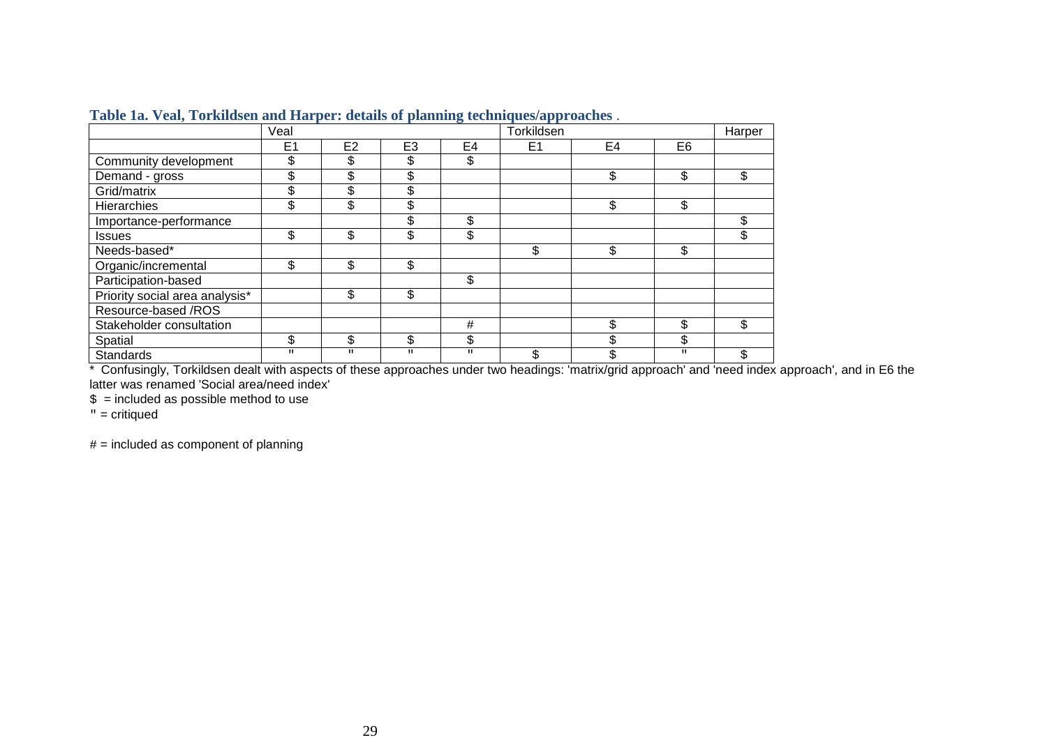**Table 1a. Veal, Torkildsen and Harper: details of planning techniques/approaches** .

| | Veal | | | | Torkildsen | | | Harper |
|---|---|---|---|---|---|---|---|---|
| | E1 | E2 | E3 | E4 | E1 | E4 | E6 | |
| Community development | $ | $ | $ | $ | | | | |
| Demand - gross | $ | $ | $ | | | $ | $ | $ |
| Grid/matrix | $ | $ | $ | | | | | |
| Hierarchies | $ | $ | $ | | | $ | $ | |
| Importance-performance | | | $ | $ | | | | $ |
| Issues | $ | $ | $ | $ | | | | $ |
| Needs-based* | | | | | $ | $ | $ | |
| Organic/incremental | $ | $ | $ | | | | | |
| Participation-based | | | | $ | | | | |
| Priority social area analysis* | | $ | $ | | | | | |
| Resource-based /ROS | | | | | | | | |
| Stakeholder consultation | | | | # | | $ | $ | $ |
| Spatial | $ | $ | $ | $ | | $ | $ | |
| Standards | " | " | " | " | $ | $ | " | $ |

\* Confusingly, Torkildsen dealt with aspects of these approaches under two headings: 'matrix/grid approach' and 'need index approach', and in E6 the latter was renamed 'Social area/need index'

$ = included as possible method to use

" = critiqued

# = included as component of planning